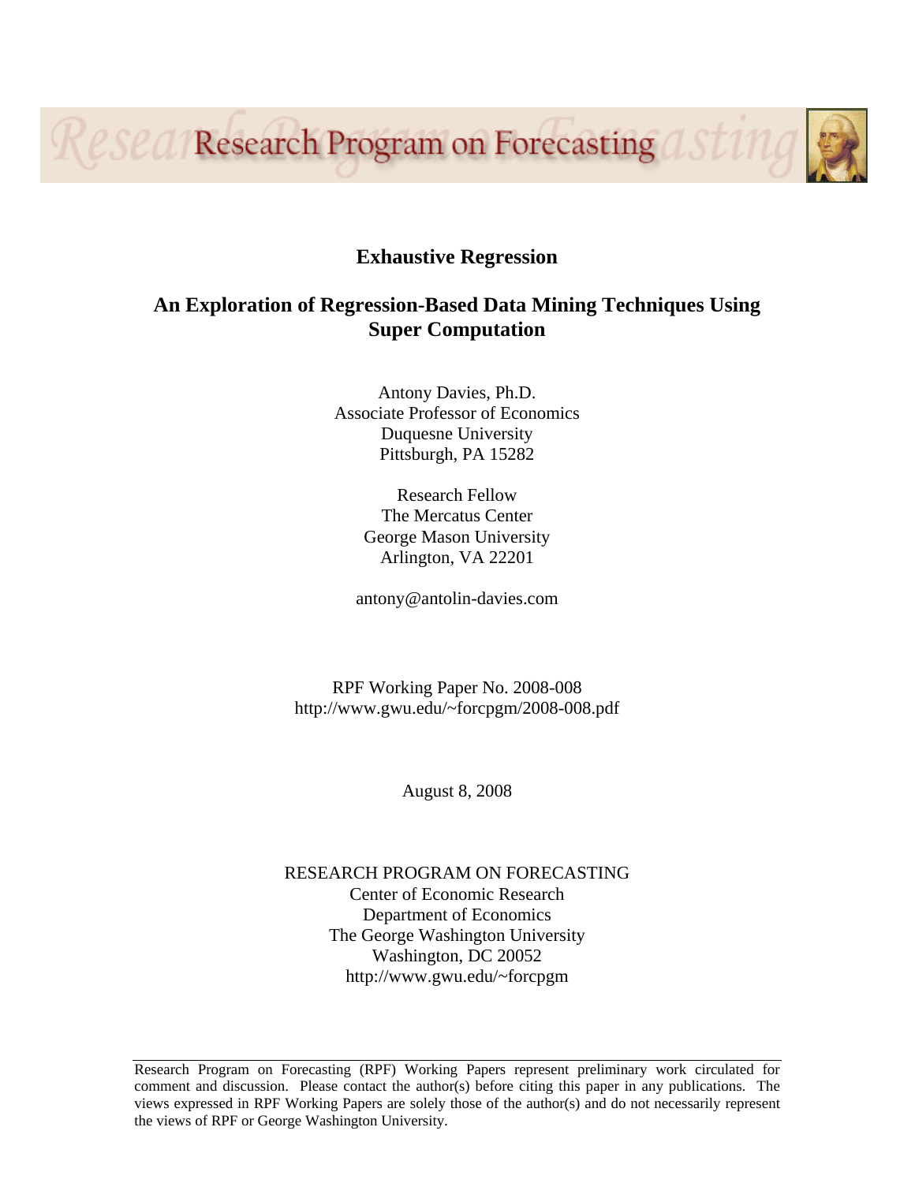# Exhaustive Regression

## An Exploration of Regression-Based Data Mining Techniques Using Super Computation

Antony Davies, Ph.D.
Associate Professor of Economics
Duquesne University
Pittsburgh, PA 15282

Research Fellow
The Mercatus Center
George Mason University
Arlington, VA 22201

antony@antolin-davies.com

RPF Working Paper No. 2008-008
http://www.gwu.edu/~forcpgm/2008-008.pdf

August 8, 2008

RESEARCH PROGRAM ON FORECASTING
Center of Economic Research
Department of Economics
The George Washington University
Washington, DC 20052
http://www.gwu.edu/~forcpgm

Research Program on Forecasting (RPF) Working Papers represent preliminary work circulated for comment and discussion. Please contact the author(s) before citing this paper in any publications. The views expressed in RPF Working Papers are solely those of the author(s) and do not necessarily represent the views of RPF or George Washington University.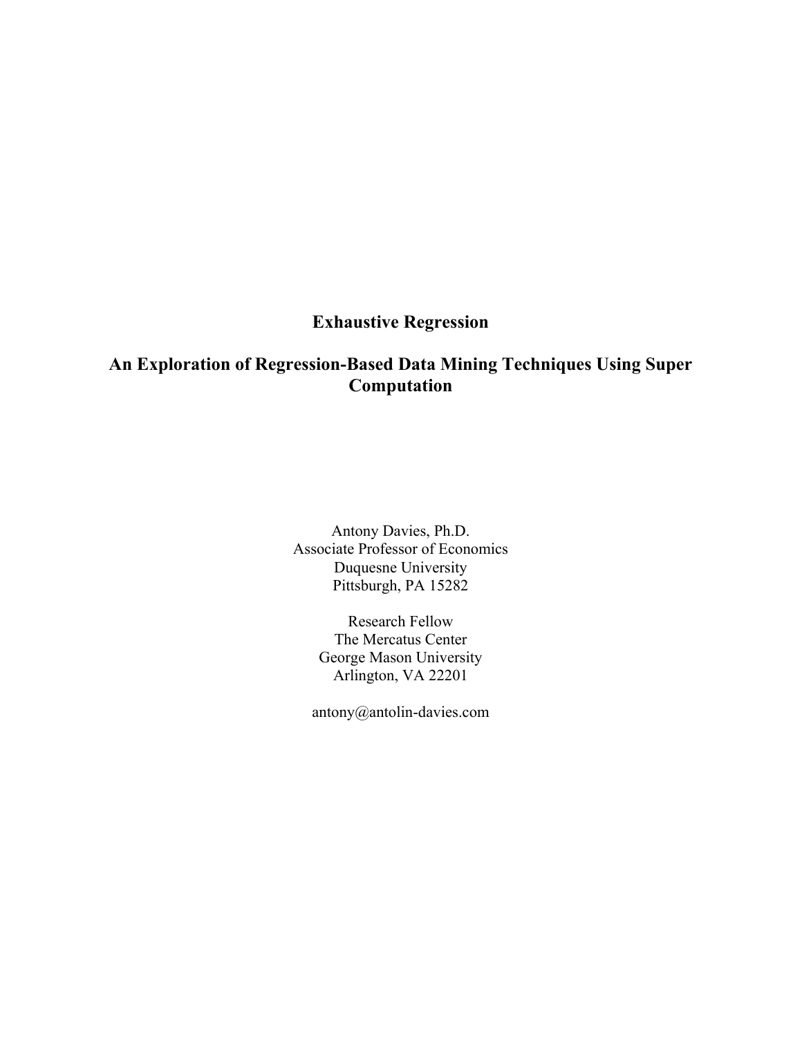# Exhaustive Regression

## An Exploration of Regression-Based Data Mining Techniques Using Super Computation

Antony Davies, Ph.D.  
Associate Professor of Economics  
Duquesne University  
Pittsburgh, PA 15282

Research Fellow  
The Mercatus Center  
George Mason University  
Arlington, VA 22201

antony@antolin-davies.com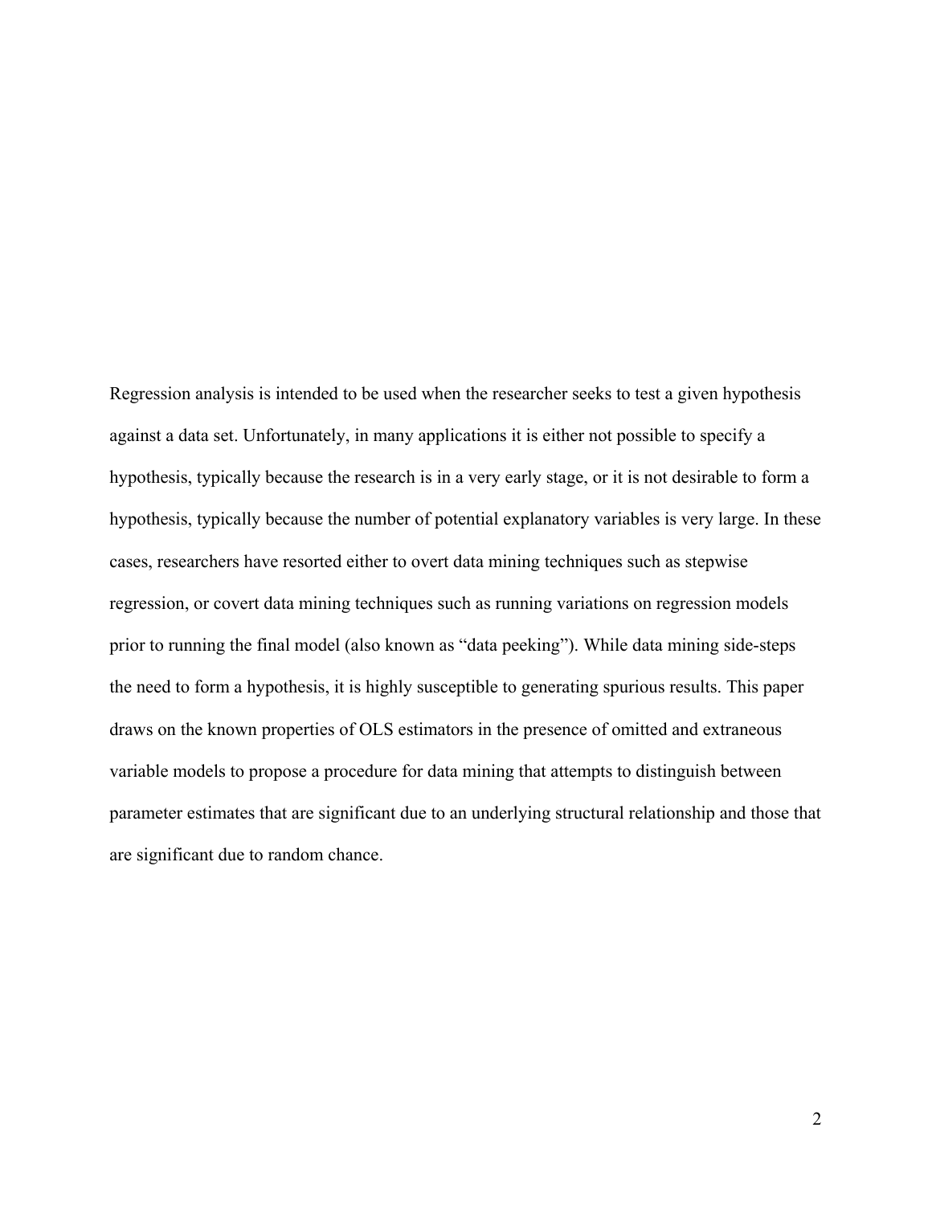Regression analysis is intended to be used when the researcher seeks to test a given hypothesis against a data set. Unfortunately, in many applications it is either not possible to specify a hypothesis, typically because the research is in a very early stage, or it is not desirable to form a hypothesis, typically because the number of potential explanatory variables is very large. In these cases, researchers have resorted either to overt data mining techniques such as stepwise regression, or covert data mining techniques such as running variations on regression models prior to running the final model (also known as "data peeking"). While data mining side-steps the need to form a hypothesis, it is highly susceptible to generating spurious results. This paper draws on the known properties of OLS estimators in the presence of omitted and extraneous variable models to propose a procedure for data mining that attempts to distinguish between parameter estimates that are significant due to an underlying structural relationship and those that are significant due to random chance.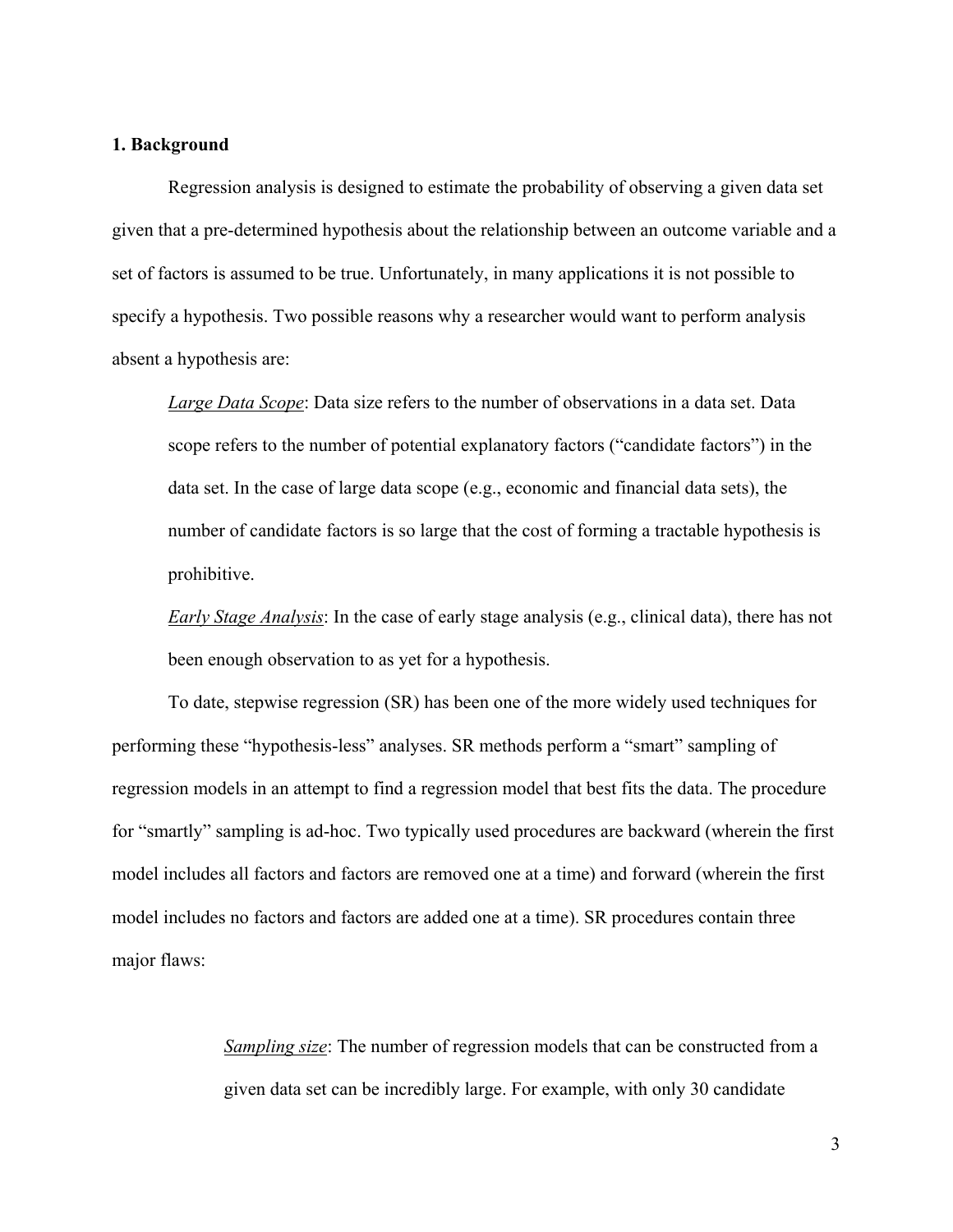### 1. Background

Regression analysis is designed to estimate the probability of observing a given data set given that a pre-determined hypothesis about the relationship between an outcome variable and a set of factors is assumed to be true. Unfortunately, in many applications it is not possible to specify a hypothesis. Two possible reasons why a researcher would want to perform analysis absent a hypothesis are:

> *Large Data Scope*: Data size refers to the number of observations in a data set. Data scope refers to the number of potential explanatory factors ("candidate factors") in the data set. In the case of large data scope (e.g., economic and financial data sets), the number of candidate factors is so large that the cost of forming a tractable hypothesis is prohibitive.
>
> *Early Stage Analysis*: In the case of early stage analysis (e.g., clinical data), there has not been enough observation to as yet for a hypothesis.

To date, stepwise regression (SR) has been one of the more widely used techniques for performing these "hypothesis-less" analyses. SR methods perform a "smart" sampling of regression models in an attempt to find a regression model that best fits the data. The procedure for "smartly" sampling is ad-hoc. Two typically used procedures are backward (wherein the first model includes all factors and factors are removed one at a time) and forward (wherein the first model includes no factors and factors are added one at a time). SR procedures contain three major flaws:

> *Sampling size*: The number of regression models that can be constructed from a given data set can be incredibly large. For example, with only 30 candidate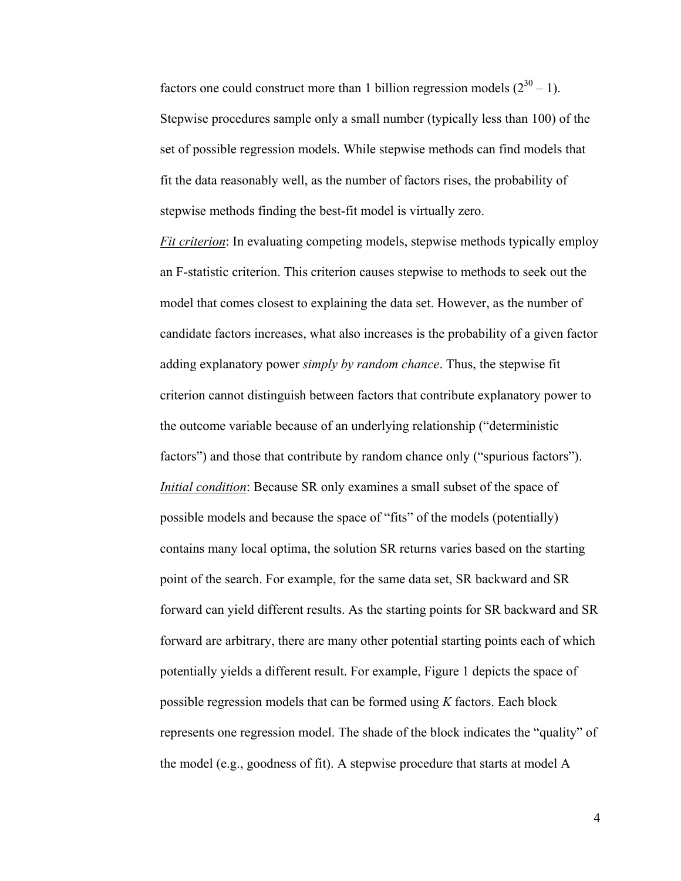factors one could construct more than 1 billion regression models ($2^{30} - 1$). Stepwise procedures sample only a small number (typically less than 100) of the set of possible regression models. While stepwise methods can find models that fit the data reasonably well, as the number of factors rises, the probability of stepwise methods finding the best-fit model is virtually zero.

*Fit criterion*: In evaluating competing models, stepwise methods typically employ an F-statistic criterion. This criterion causes stepwise to methods to seek out the model that comes closest to explaining the data set. However, as the number of candidate factors increases, what also increases is the probability of a given factor adding explanatory power *simply by random chance*. Thus, the stepwise fit criterion cannot distinguish between factors that contribute explanatory power to the outcome variable because of an underlying relationship ("deterministic factors") and those that contribute by random chance only ("spurious factors").

*Initial condition*: Because SR only examines a small subset of the space of possible models and because the space of "fits" of the models (potentially) contains many local optima, the solution SR returns varies based on the starting point of the search. For example, for the same data set, SR backward and SR forward can yield different results. As the starting points for SR backward and SR forward are arbitrary, there are many other potential starting points each of which potentially yields a different result. For example, Figure 1 depicts the space of possible regression models that can be formed using $K$ factors. Each block represents one regression model. The shade of the block indicates the "quality" of the model (e.g., goodness of fit). A stepwise procedure that starts at model A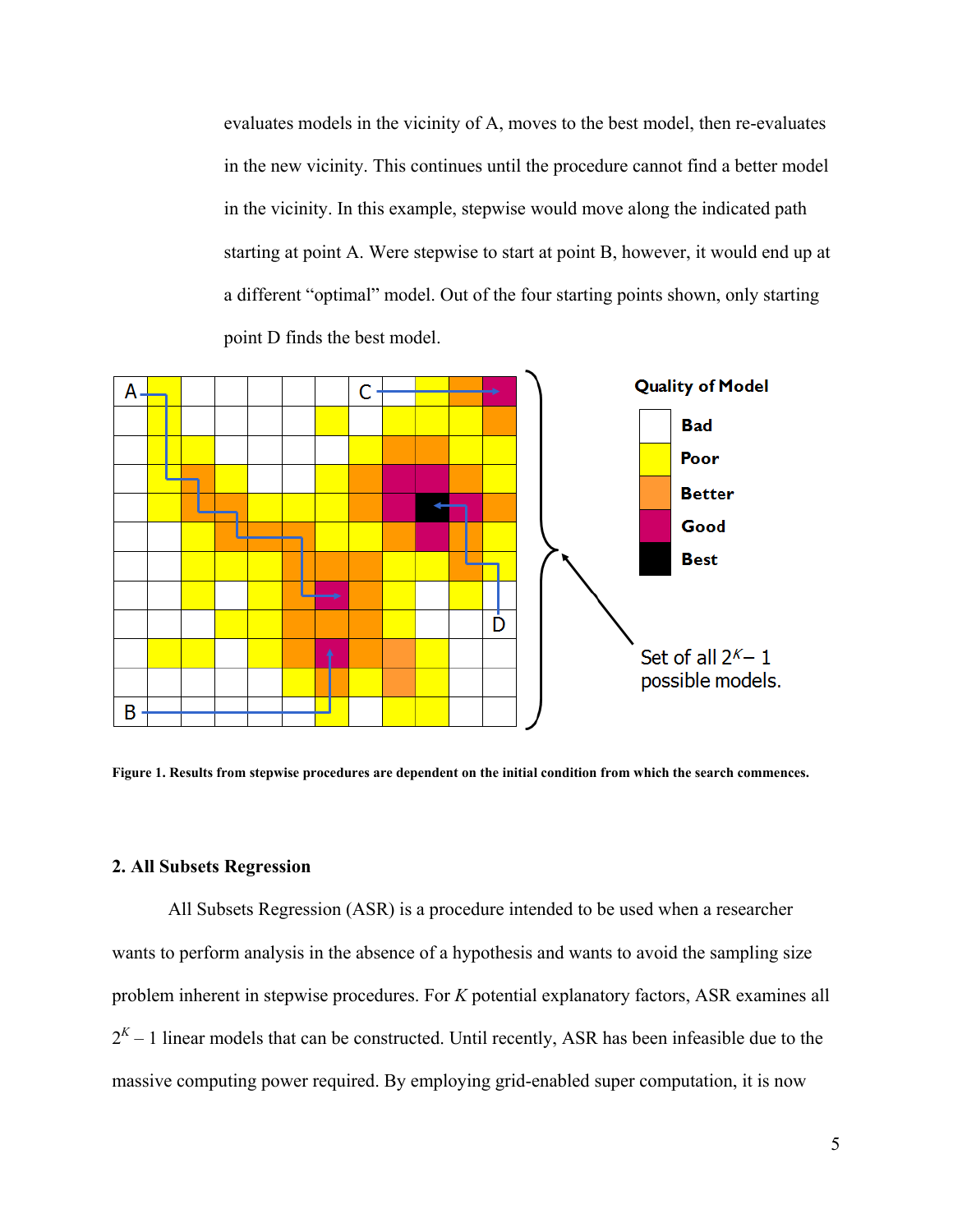evaluates models in the vicinity of A, moves to the best model, then re-evaluates in the new vicinity. This continues until the procedure cannot find a better model in the vicinity. In this example, stepwise would move along the indicated path starting at point A. Were stepwise to start at point B, however, it would end up at a different "optimal" model. Out of the four starting points shown, only starting point D finds the best model.

**Figure 1. Results from stepwise procedures are dependent on the initial condition from which the search commences.**

## 2. All Subsets Regression

All Subsets Regression (ASR) is a procedure intended to be used when a researcher wants to perform analysis in the absence of a hypothesis and wants to avoid the sampling size problem inherent in stepwise procedures. For $K$ potential explanatory factors, ASR examines all $2^K - 1$ linear models that can be constructed. Until recently, ASR has been infeasible due to the massive computing power required. By employing grid-enabled super computation, it is now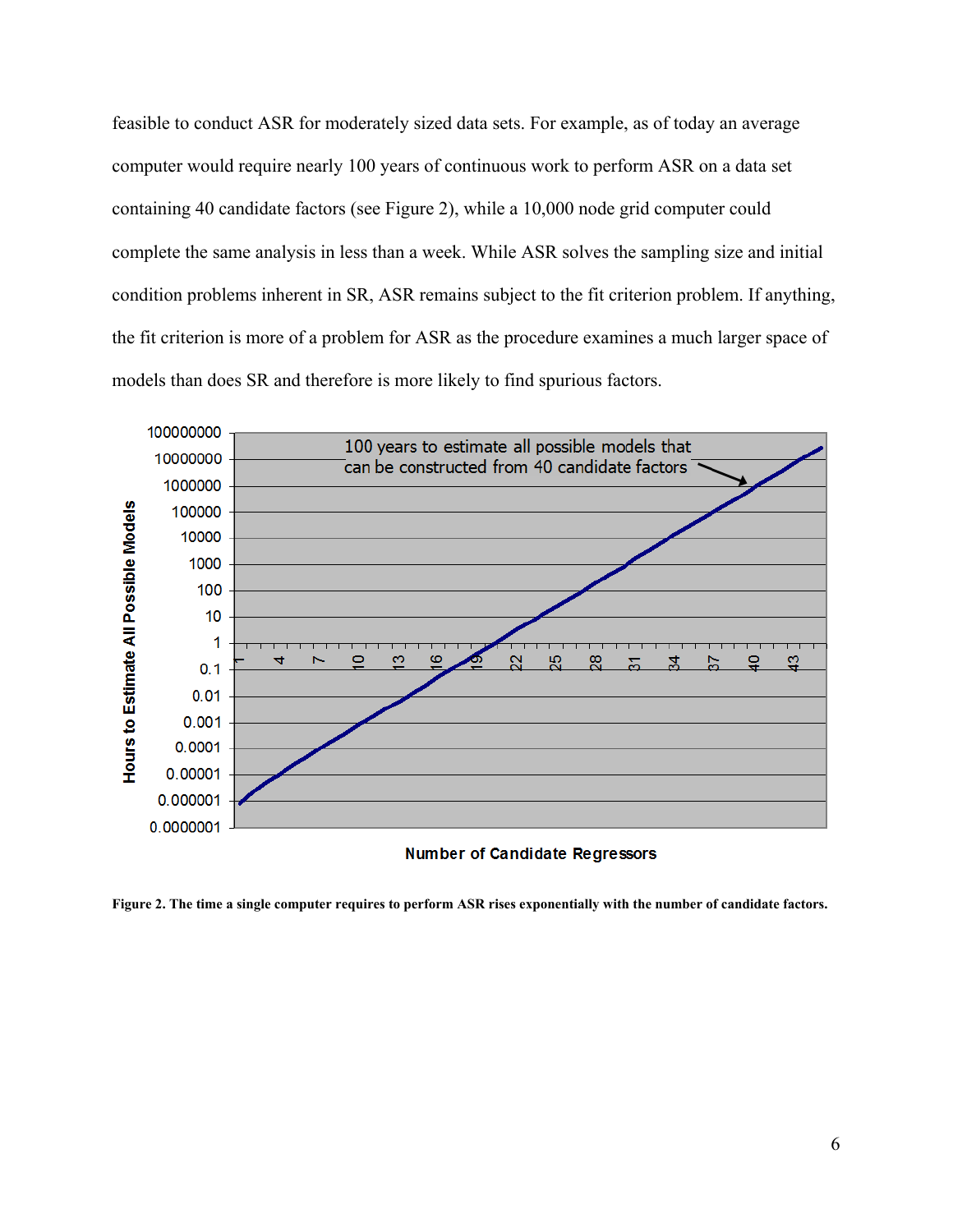feasible to conduct ASR for moderately sized data sets. For example, as of today an average computer would require nearly 100 years of continuous work to perform ASR on a data set containing 40 candidate factors (see Figure 2), while a 10,000 node grid computer could complete the same analysis in less than a week. While ASR solves the sampling size and initial condition problems inherent in SR, ASR remains subject to the fit criterion problem. If anything, the fit criterion is more of a problem for ASR as the procedure examines a much larger space of models than does SR and therefore is more likely to find spurious factors.

**Figure 2. The time a single computer requires to perform ASR rises exponentially with the number of candidate factors.**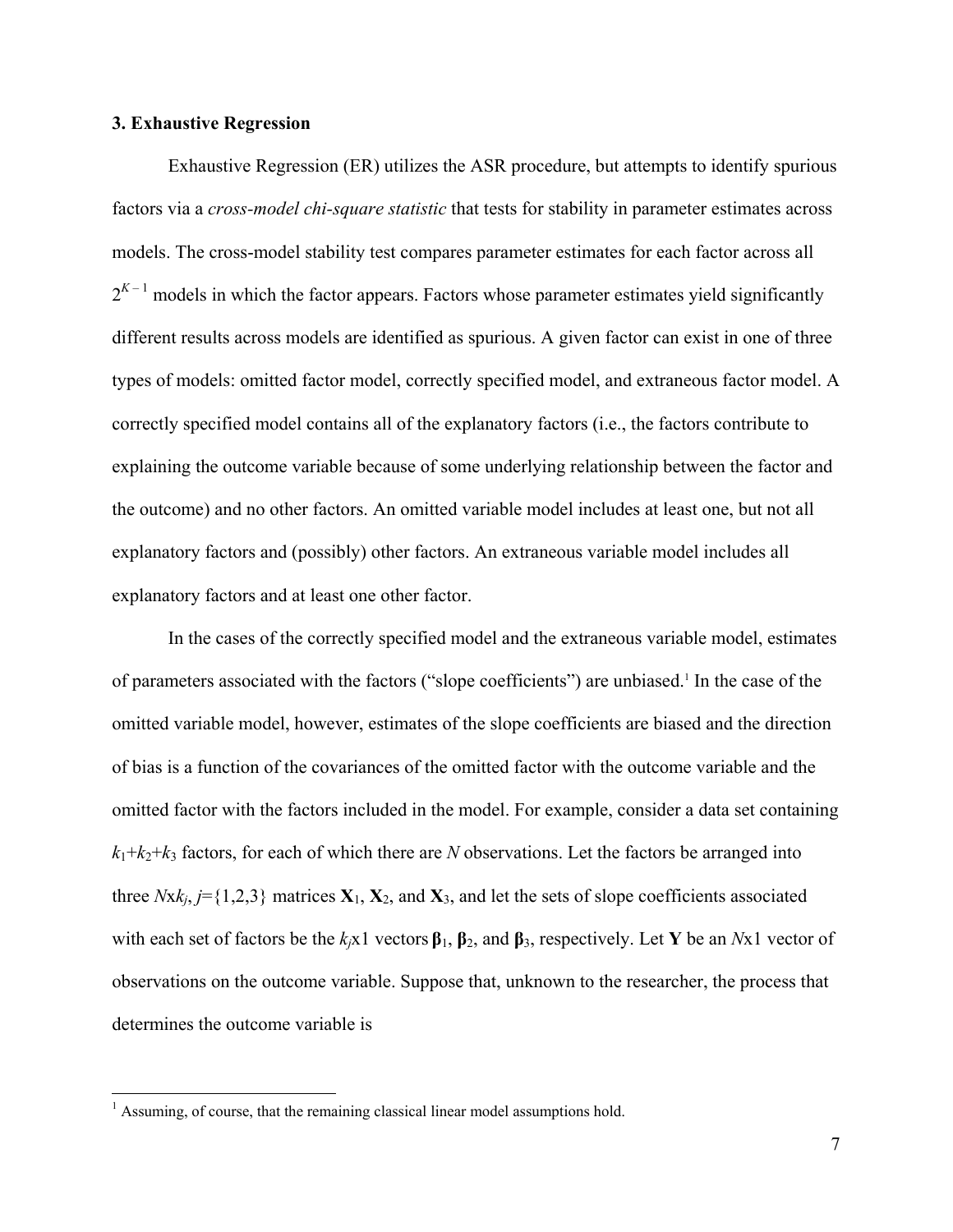### 3. Exhaustive Regression

Exhaustive Regression (ER) utilizes the ASR procedure, but attempts to identify spurious factors via a *cross-model chi-square statistic* that tests for stability in parameter estimates across models. The cross-model stability test compares parameter estimates for each factor across all $2^{K-1}$ models in which the factor appears. Factors whose parameter estimates yield significantly different results across models are identified as spurious. A given factor can exist in one of three types of models: omitted factor model, correctly specified model, and extraneous factor model. A correctly specified model contains all of the explanatory factors (i.e., the factors contribute to explaining the outcome variable because of some underlying relationship between the factor and the outcome) and no other factors. An omitted variable model includes at least one, but not all explanatory factors and (possibly) other factors. An extraneous variable model includes all explanatory factors and at least one other factor.

In the cases of the correctly specified model and the extraneous variable model, estimates of parameters associated with the factors ("slope coefficients") are unbiased.[1] In the case of the omitted variable model, however, estimates of the slope coefficients are biased and the direction of bias is a function of the covariances of the omitted factor with the outcome variable and the omitted factor with the factors included in the model. For example, consider a data set containing $k_1+k_2+k_3$ factors, for each of which there are $N$ observations. Let the factors be arranged into three $N$x$k_j$, $j$={1,2,3} matrices $\mathbf{X}_1$, $\mathbf{X}_2$, and $\mathbf{X}_3$, and let the sets of slope coefficients associated with each set of factors be the $k_j$x1 vectors $\boldsymbol{\beta}_1$, $\boldsymbol{\beta}_2$, and $\boldsymbol{\beta}_3$, respectively. Let $\mathbf{Y}$ be an $N$x1 vector of observations on the outcome variable. Suppose that, unknown to the researcher, the process that determines the outcome variable is

[1] Assuming, of course, that the remaining classical linear model assumptions hold.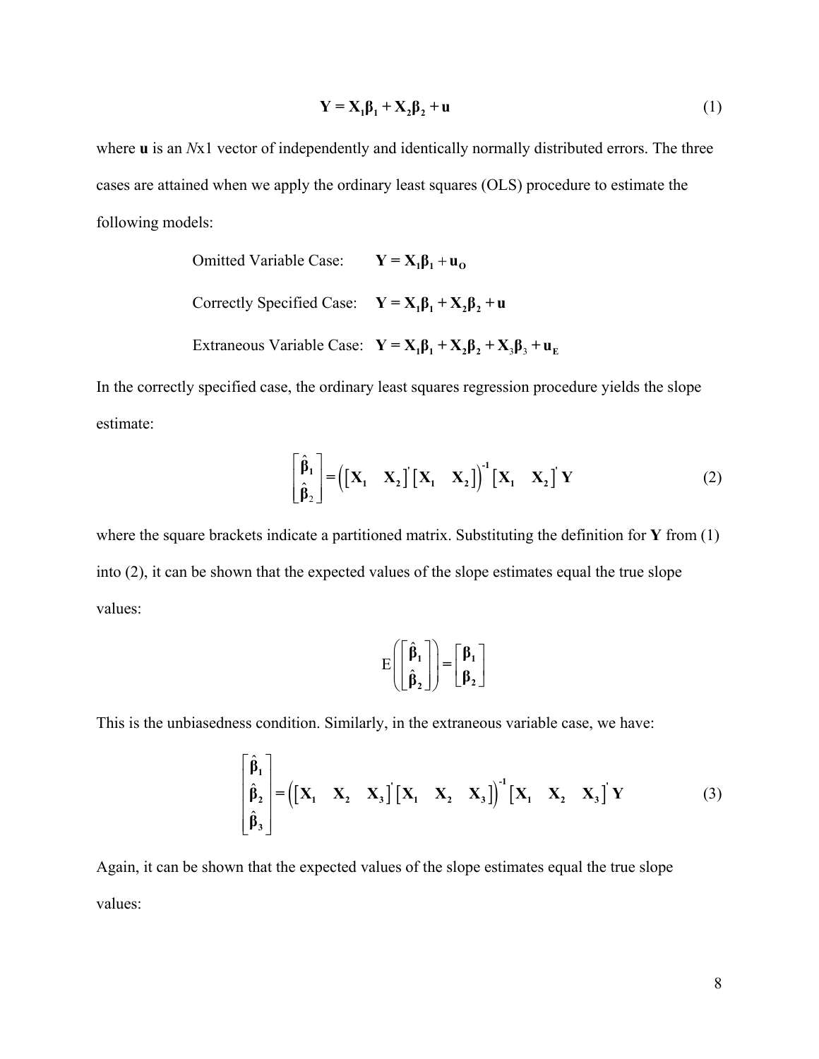$$\mathbf{Y} = \mathbf{X}_1\boldsymbol{\beta}_1 + \mathbf{X}_2\boldsymbol{\beta}_2 + \mathbf{u} \tag{1}$$

where $\mathbf{u}$ is an $N$x1 vector of independently and identically normally distributed errors. The three cases are attained when we apply the ordinary least squares (OLS) procedure to estimate the following models:

Omitted Variable Case: $\quad \mathbf{Y} = \mathbf{X}_1\boldsymbol{\beta}_1 + \mathbf{u}_\mathbf{O}$

Correctly Specified Case: $\quad \mathbf{Y} = \mathbf{X}_1\boldsymbol{\beta}_1 + \mathbf{X}_2\boldsymbol{\beta}_2 + \mathbf{u}$

Extraneous Variable Case: $\quad \mathbf{Y} = \mathbf{X}_1\boldsymbol{\beta}_1 + \mathbf{X}_2\boldsymbol{\beta}_2 + \mathbf{X}_3\boldsymbol{\beta}_3 + \mathbf{u}_\mathbf{E}$

In the correctly specified case, the ordinary least squares regression procedure yields the slope estimate:

$$\begin{bmatrix} \hat{\boldsymbol{\beta}}_1 \\ \hat{\boldsymbol{\beta}}_2 \end{bmatrix} = \left( \begin{bmatrix} \mathbf{X}_1 & \mathbf{X}_2 \end{bmatrix}' \begin{bmatrix} \mathbf{X}_1 & \mathbf{X}_2 \end{bmatrix} \right)^{-1} \begin{bmatrix} \mathbf{X}_1 & \mathbf{X}_2 \end{bmatrix}' \mathbf{Y} \tag{2}$$

where the square brackets indicate a partitioned matrix. Substituting the definition for $\mathbf{Y}$ from (1) into (2), it can be shown that the expected values of the slope estimates equal the true slope values:

$$\mathrm{E}\left( \begin{bmatrix} \hat{\boldsymbol{\beta}}_1 \\ \hat{\boldsymbol{\beta}}_2 \end{bmatrix} \right) = \begin{bmatrix} \boldsymbol{\beta}_1 \\ \boldsymbol{\beta}_2 \end{bmatrix}$$

This is the unbiasedness condition. Similarly, in the extraneous variable case, we have:

$$\begin{bmatrix} \hat{\boldsymbol{\beta}}_1 \\ \hat{\boldsymbol{\beta}}_2 \\ \hat{\boldsymbol{\beta}}_3 \end{bmatrix} = \left( \begin{bmatrix} \mathbf{X}_1 & \mathbf{X}_2 & \mathbf{X}_3 \end{bmatrix}' \begin{bmatrix} \mathbf{X}_1 & \mathbf{X}_2 & \mathbf{X}_3 \end{bmatrix} \right)^{-1} \begin{bmatrix} \mathbf{X}_1 & \mathbf{X}_2 & \mathbf{X}_3 \end{bmatrix}' \mathbf{Y} \tag{3}$$

Again, it can be shown that the expected values of the slope estimates equal the true slope values: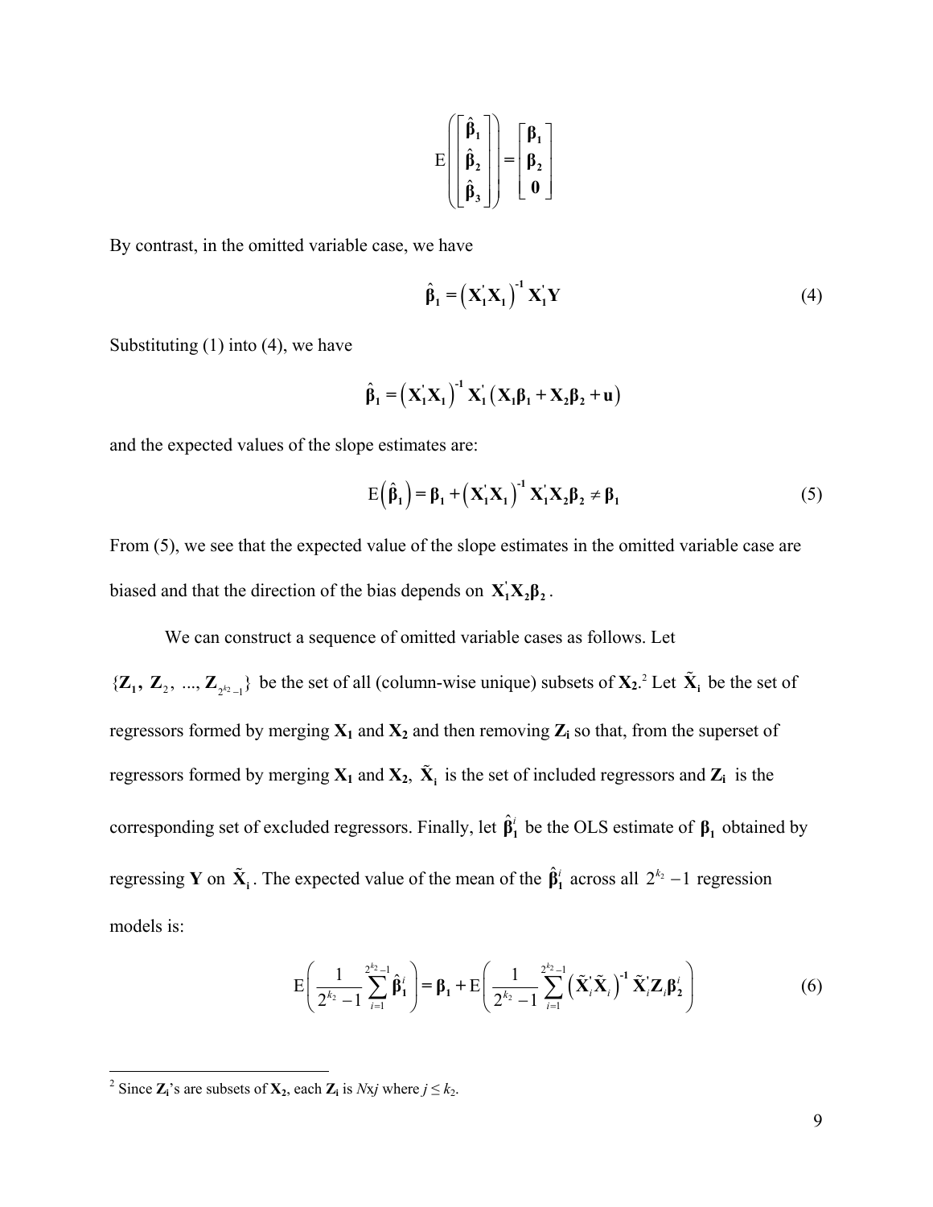$$\mathrm{E}\left(\begin{bmatrix}\hat{\boldsymbol{\beta}}_1\\ \hat{\boldsymbol{\beta}}_2\\ \hat{\boldsymbol{\beta}}_3\end{bmatrix}\right)=\begin{bmatrix}\boldsymbol{\beta}_1\\ \boldsymbol{\beta}_2\\ \mathbf{0}\end{bmatrix}$$

By contrast, in the omitted variable case, we have

$$\hat{\boldsymbol{\beta}}_1=\left(\mathbf{X}_1^{'}\mathbf{X}_1\right)^{-1}\mathbf{X}_1^{'}\mathbf{Y} \tag{4}$$

Substituting (1) into (4), we have

$$\hat{\boldsymbol{\beta}}_1=\left(\mathbf{X}_1^{'}\mathbf{X}_1\right)^{-1}\mathbf{X}_1^{'}\left(\mathbf{X}_1\boldsymbol{\beta}_1+\mathbf{X}_2\boldsymbol{\beta}_2+\mathbf{u}\right)$$

and the expected values of the slope estimates are:

$$\mathrm{E}\left(\hat{\boldsymbol{\beta}}_1\right)=\boldsymbol{\beta}_1+\left(\mathbf{X}_1^{'}\mathbf{X}_1\right)^{-1}\mathbf{X}_1^{'}\mathbf{X}_2\boldsymbol{\beta}_2\neq\boldsymbol{\beta}_1 \tag{5}$$

From (5), we see that the expected value of the slope estimates in the omitted variable case are biased and that the direction of the bias depends on $\mathbf{X}_1^{'}\mathbf{X}_2\boldsymbol{\beta}_2$.

We can construct a sequence of omitted variable cases as follows. Let $\{\mathbf{Z}_1, \mathbf{Z}_2, ..., \mathbf{Z}_{2^{k_2}-1}\}$ be the set of all (column-wise unique) subsets of $\mathbf{X}_2$.[2] Let $\tilde{\mathbf{X}}_\mathbf{i}$ be the set of regressors formed by merging $\mathbf{X}_1$ and $\mathbf{X}_2$ and then removing $\mathbf{Z}_\mathbf{i}$ so that, from the superset of regressors formed by merging $\mathbf{X}_1$ and $\mathbf{X}_2$, $\tilde{\mathbf{X}}_\mathbf{i}$ is the set of included regressors and $\mathbf{Z}_\mathbf{i}$ is the corresponding set of excluded regressors. Finally, let $\hat{\boldsymbol{\beta}}_1^i$ be the OLS estimate of $\boldsymbol{\beta}_1$ obtained by regressing $\mathbf{Y}$ on $\tilde{\mathbf{X}}_\mathbf{i}$. The expected value of the mean of the $\hat{\boldsymbol{\beta}}_1^i$ across all $2^{k_2}-1$ regression models is:

$$\mathrm{E}\left(\frac{1}{2^{k_2}-1}\sum_{i=1}^{2^{k_2}-1}\hat{\boldsymbol{\beta}}_1^i\right)=\boldsymbol{\beta}_1+\mathrm{E}\left(\frac{1}{2^{k_2}-1}\sum_{i=1}^{2^{k_2}-1}\left(\tilde{\mathbf{X}}_i^{'}\tilde{\mathbf{X}}_i\right)^{-1}\tilde{\mathbf{X}}_i^{'}\mathbf{Z}_i\boldsymbol{\beta}_2^i\right) \tag{6}$$

---

[2] Since $\mathbf{Z}_\mathbf{i}$'s are subsets of $\mathbf{X}_2$, each $\mathbf{Z}_\mathbf{i}$ is $N$x$j$ where $j \leq k_2$.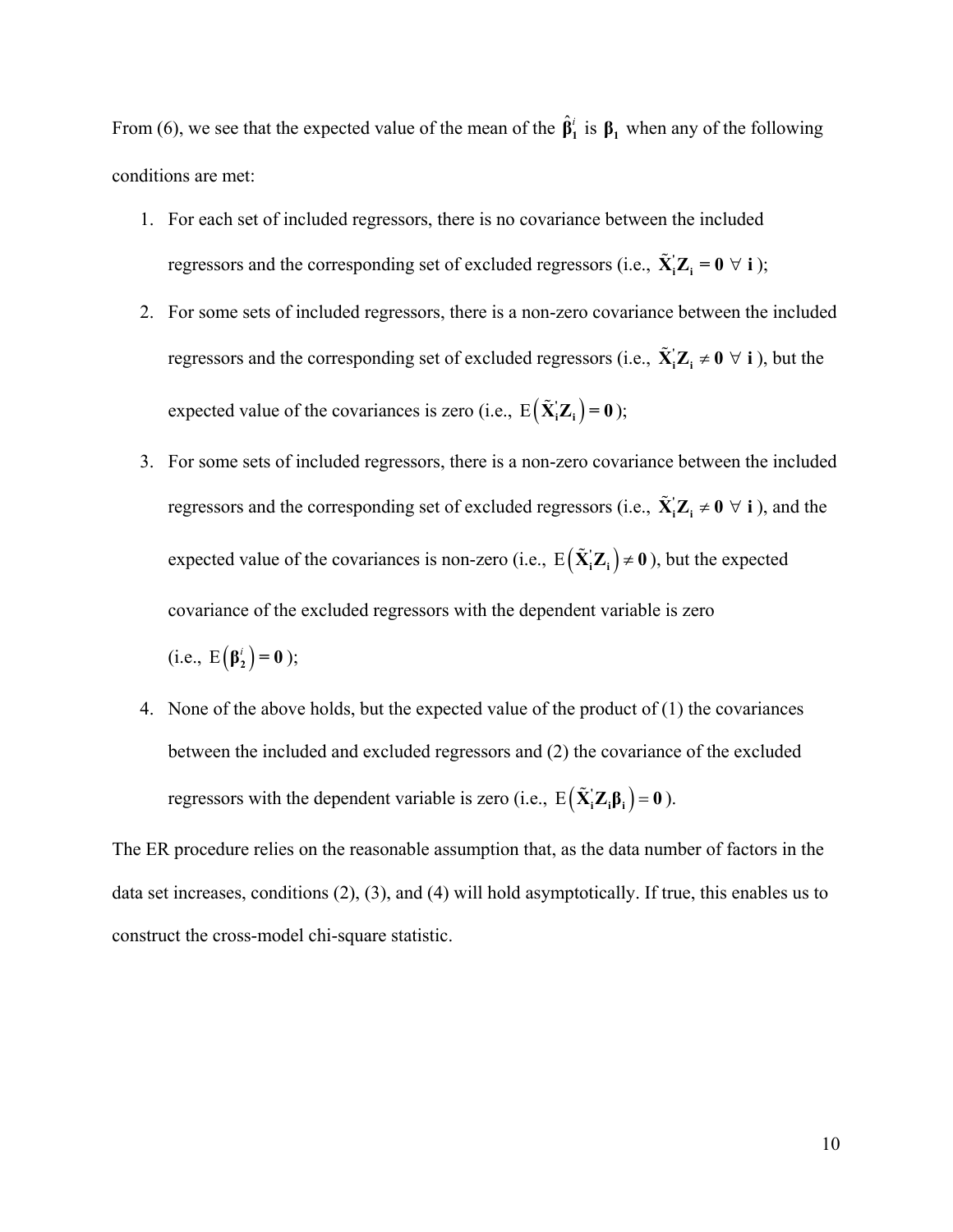From (6), we see that the expected value of the mean of the $\hat{\boldsymbol{\beta}}_1^i$ is $\boldsymbol{\beta}_1$ when any of the following conditions are met:

1. For each set of included regressors, there is no covariance between the included regressors and the corresponding set of excluded regressors (i.e., $\tilde{\mathbf{X}}_{\mathbf{i}}^{'}\mathbf{Z}_{\mathbf{i}} = \mathbf{0} \; \forall \; \mathbf{i}$);
2. For some sets of included regressors, there is a non-zero covariance between the included regressors and the corresponding set of excluded regressors (i.e., $\tilde{\mathbf{X}}_{\mathbf{i}}^{'}\mathbf{Z}_{\mathbf{i}} \neq \mathbf{0} \; \forall \; \mathbf{i}$), but the expected value of the covariances is zero (i.e., $\mathrm{E}\left(\tilde{\mathbf{X}}_{\mathbf{i}}^{'}\mathbf{Z}_{\mathbf{i}}\right) = \mathbf{0}$);
3. For some sets of included regressors, there is a non-zero covariance between the included regressors and the corresponding set of excluded regressors (i.e., $\tilde{\mathbf{X}}_{\mathbf{i}}^{'}\mathbf{Z}_{\mathbf{i}} \neq \mathbf{0} \; \forall \; \mathbf{i}$), and the expected value of the covariances is non-zero (i.e., $\mathrm{E}\left(\tilde{\mathbf{X}}_{\mathbf{i}}^{'}\mathbf{Z}_{\mathbf{i}}\right) \neq \mathbf{0}$), but the expected covariance of the excluded regressors with the dependent variable is zero (i.e., $\mathrm{E}\left(\boldsymbol{\beta}_2^i\right) = \mathbf{0}$);
4. None of the above holds, but the expected value of the product of (1) the covariances between the included and excluded regressors and (2) the covariance of the excluded regressors with the dependent variable is zero (i.e., $\mathrm{E}\left(\tilde{\mathbf{X}}_{\mathbf{i}}^{'}\mathbf{Z}_{\mathbf{i}}\boldsymbol{\beta}_{\mathbf{i}}\right) = \mathbf{0}$).

The ER procedure relies on the reasonable assumption that, as the data number of factors in the data set increases, conditions (2), (3), and (4) will hold asymptotically. If true, this enables us to construct the cross-model chi-square statistic.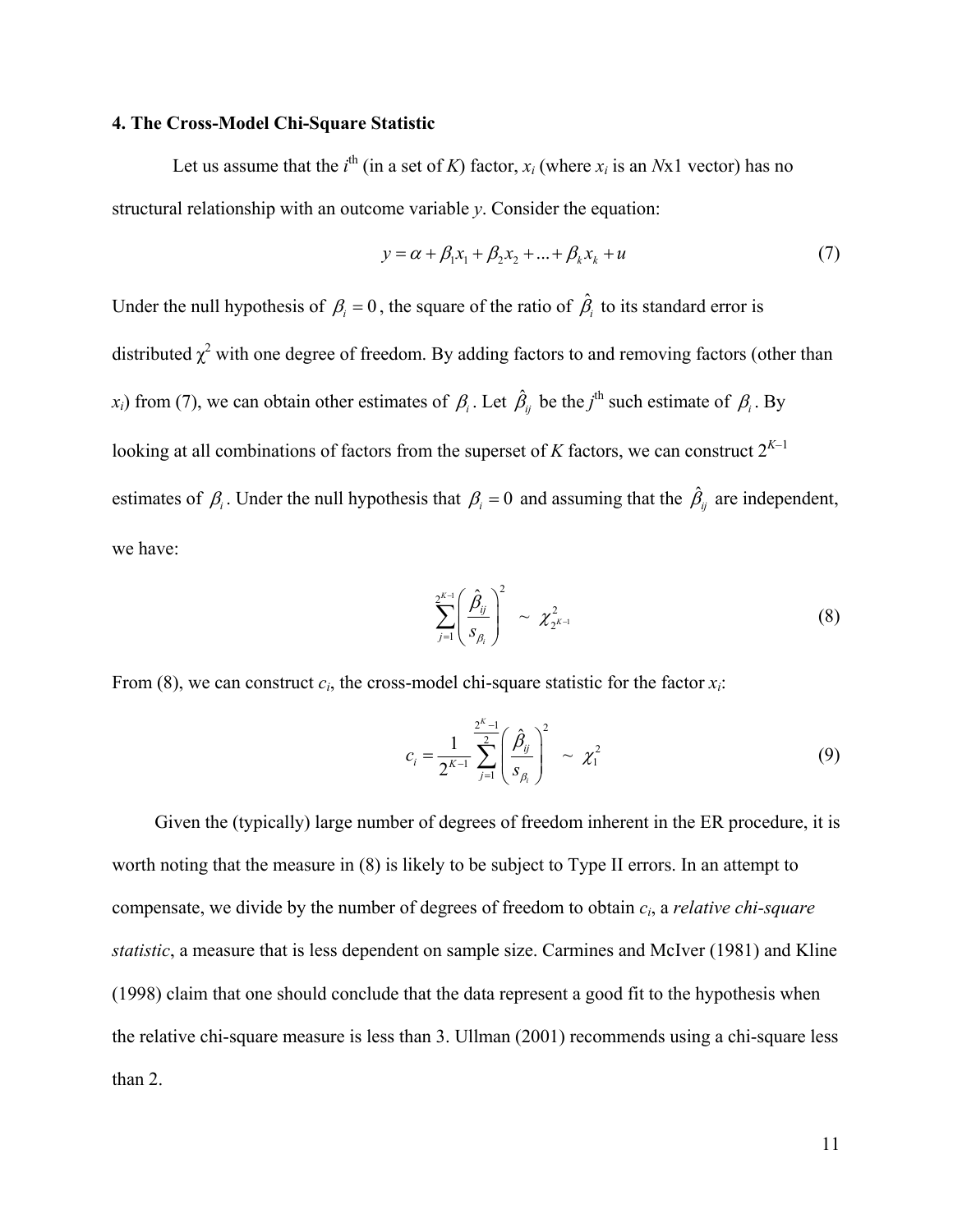### 4. The Cross-Model Chi-Square Statistic

Let us assume that the $i^{\text{th}}$ (in a set of $K$) factor, $x_i$ (where $x_i$ is an $N$x1 vector) has no structural relationship with an outcome variable $y$. Consider the equation:

$$y = \alpha + \beta_1 x_1 + \beta_2 x_2 + ... + \beta_k x_k + u \tag{7}$$

Under the null hypothesis of $\beta_i = 0$, the square of the ratio of $\hat{\beta}_i$ to its standard error is distributed $\chi^2$ with one degree of freedom. By adding factors to and removing factors (other than $x_i$) from (7), we can obtain other estimates of $\beta_i$. Let $\hat{\beta}_{ij}$ be the $j^{\text{th}}$ such estimate of $\beta_i$. By looking at all combinations of factors from the superset of $K$ factors, we can construct $2^{K-1}$ estimates of $\beta_i$. Under the null hypothesis that $\beta_i = 0$ and assuming that the $\hat{\beta}_{ij}$ are independent, we have:

$$\sum_{j=1}^{2^{K-1}} \left( \frac{\hat{\beta}_{ij}}{s_{\beta_i}} \right)^2 \sim \chi^2_{2^{K-1}} \tag{8}$$

From (8), we can construct $c_i$, the cross-model chi-square statistic for the factor $x_i$:

$$c_i = \frac{1}{2^{K-1}} \sum_{j=1}^{\frac{2^K-1}{2}} \left( \frac{\hat{\beta}_{ij}}{s_{\beta_i}} \right)^2 \sim \chi^2_1 \tag{9}$$

Given the (typically) large number of degrees of freedom inherent in the ER procedure, it is worth noting that the measure in (8) is likely to be subject to Type II errors. In an attempt to compensate, we divide by the number of degrees of freedom to obtain $c_i$, a *relative chi-square statistic*, a measure that is less dependent on sample size. Carmines and McIver (1981) and Kline (1998) claim that one should conclude that the data represent a good fit to the hypothesis when the relative chi-square measure is less than 3. Ullman (2001) recommends using a chi-square less than 2.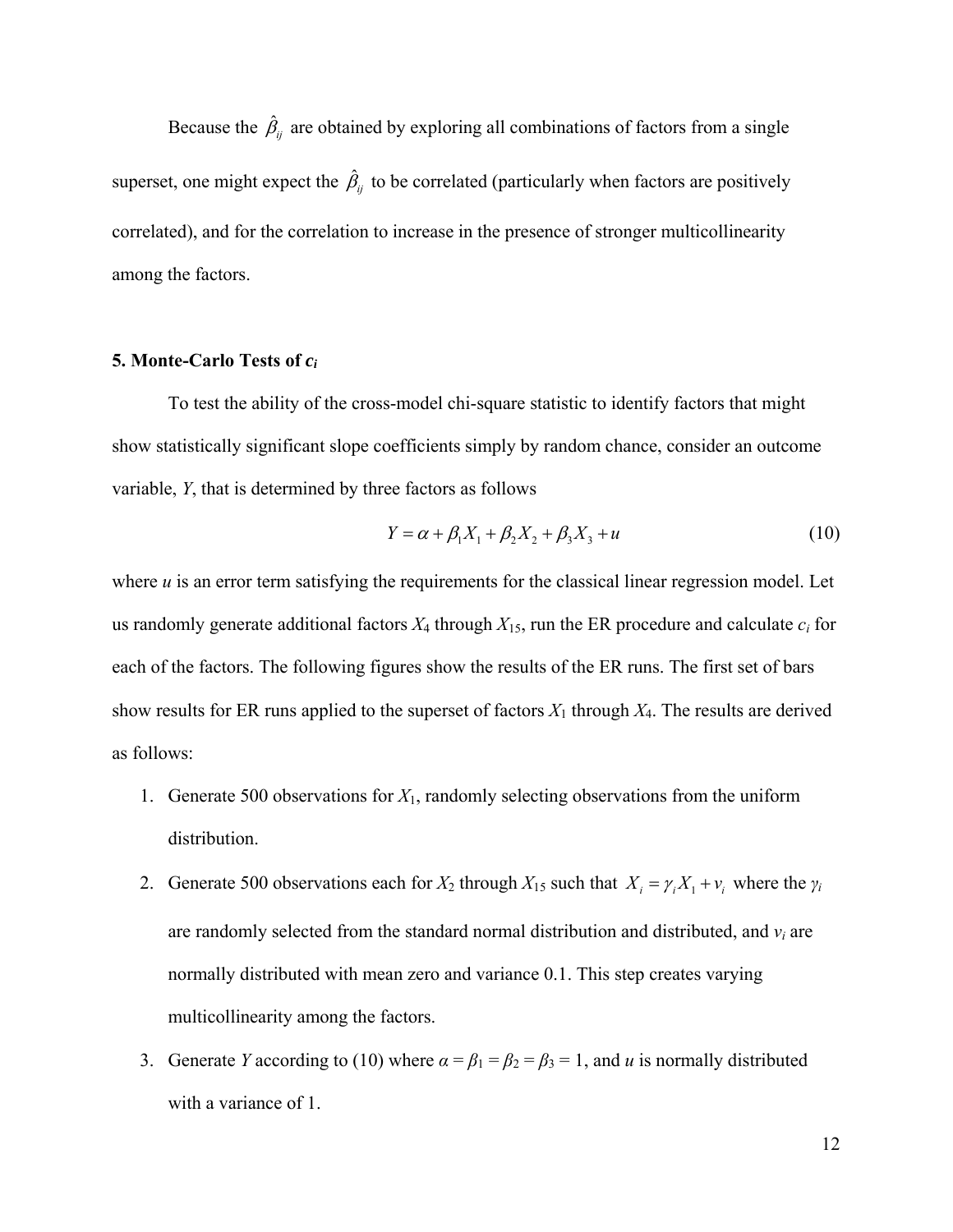Because the $\hat{\beta}_{ij}$ are obtained by exploring all combinations of factors from a single superset, one might expect the $\hat{\beta}_{ij}$ to be correlated (particularly when factors are positively correlated), and for the correlation to increase in the presence of stronger multicollinearity among the factors.

## 5. Monte-Carlo Tests of $c_i$

To test the ability of the cross-model chi-square statistic to identify factors that might show statistically significant slope coefficients simply by random chance, consider an outcome variable, *Y*, that is determined by three factors as follows

$$Y = \alpha + \beta_1 X_1 + \beta_2 X_2 + \beta_3 X_3 + u \tag{10}$$

where *u* is an error term satisfying the requirements for the classical linear regression model. Let us randomly generate additional factors $X_4$ through $X_{15}$, run the ER procedure and calculate $c_i$ for each of the factors. The following figures show the results of the ER runs. The first set of bars show results for ER runs applied to the superset of factors $X_1$ through $X_4$. The results are derived as follows:

1. Generate 500 observations for $X_1$, randomly selecting observations from the uniform distribution.
2. Generate 500 observations each for $X_2$ through $X_{15}$ such that $X_i = \gamma_i X_1 + v_i$ where the $\gamma_i$ are randomly selected from the standard normal distribution and distributed, and $v_i$ are normally distributed with mean zero and variance 0.1. This step creates varying multicollinearity among the factors.
3. Generate *Y* according to (10) where $\alpha = \beta_1 = \beta_2 = \beta_3 = 1$, and *u* is normally distributed with a variance of 1.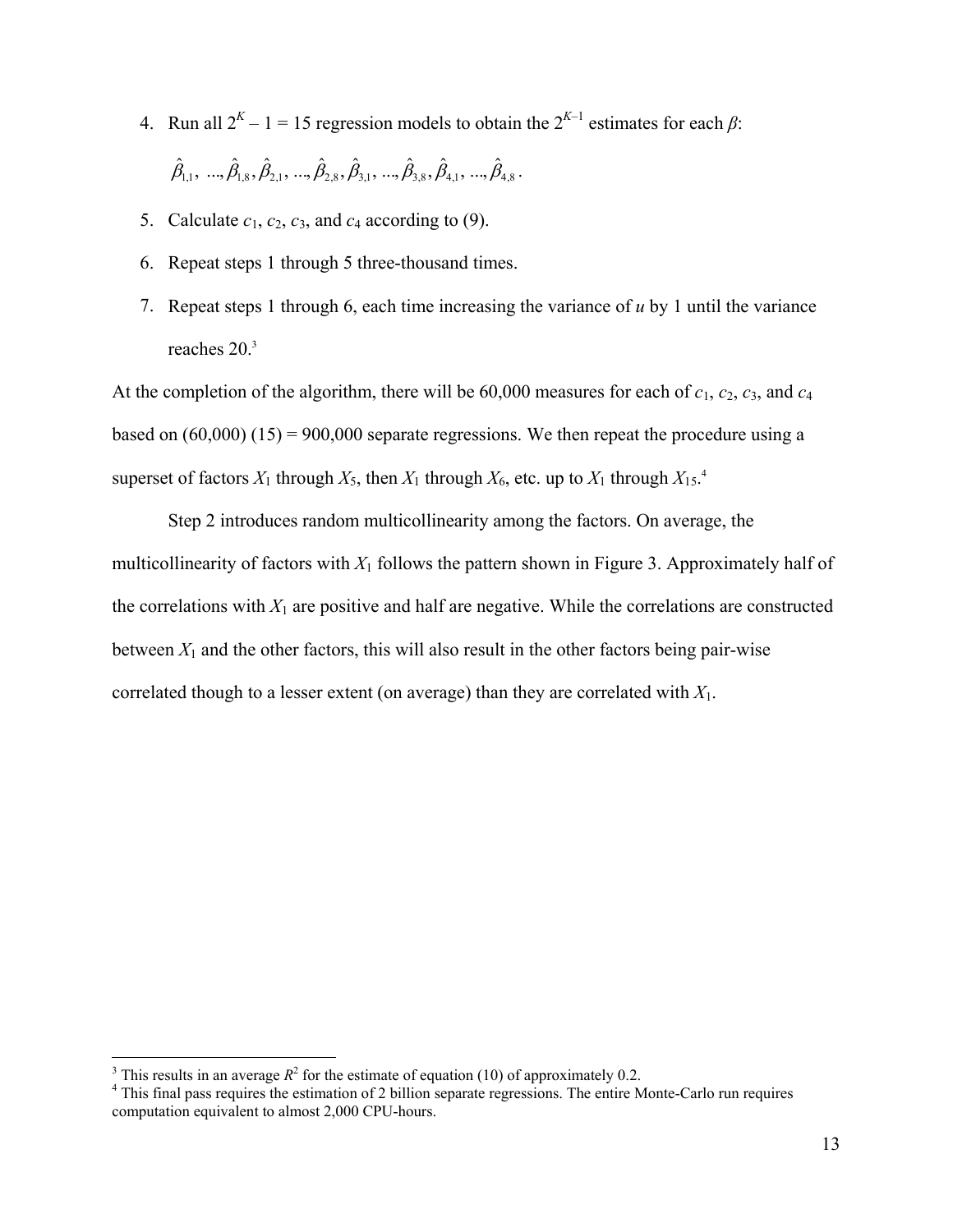4. Run all $2^K - 1 = 15$ regression models to obtain the $2^{K-1}$ estimates for each $\beta$:

   $\hat{\beta}_{1,1}, \ldots, \hat{\beta}_{1,8}, \hat{\beta}_{2,1}, \ldots, \hat{\beta}_{2,8}, \hat{\beta}_{3,1}, \ldots, \hat{\beta}_{3,8}, \hat{\beta}_{4,1}, \ldots, \hat{\beta}_{4,8}$.

5. Calculate $c_1$, $c_2$, $c_3$, and $c_4$ according to (9).

6. Repeat steps 1 through 5 three-thousand times.

7. Repeat steps 1 through 6, each time increasing the variance of $u$ by 1 until the variance reaches 20.[3]

At the completion of the algorithm, there will be 60,000 measures for each of $c_1$, $c_2$, $c_3$, and $c_4$ based on (60,000) (15) = 900,000 separate regressions. We then repeat the procedure using a superset of factors $X_1$ through $X_5$, then $X_1$ through $X_6$, etc. up to $X_1$ through $X_{15}$.[4]

Step 2 introduces random multicollinearity among the factors. On average, the multicollinearity of factors with $X_1$ follows the pattern shown in Figure 3. Approximately half of the correlations with $X_1$ are positive and half are negative. While the correlations are constructed between $X_1$ and the other factors, this will also result in the other factors being pair-wise correlated though to a lesser extent (on average) than they are correlated with $X_1$.

---

[3] This results in an average $R^2$ for the estimate of equation (10) of approximately 0.2.

[4] This final pass requires the estimation of 2 billion separate regressions. The entire Monte-Carlo run requires computation equivalent to almost 2,000 CPU-hours.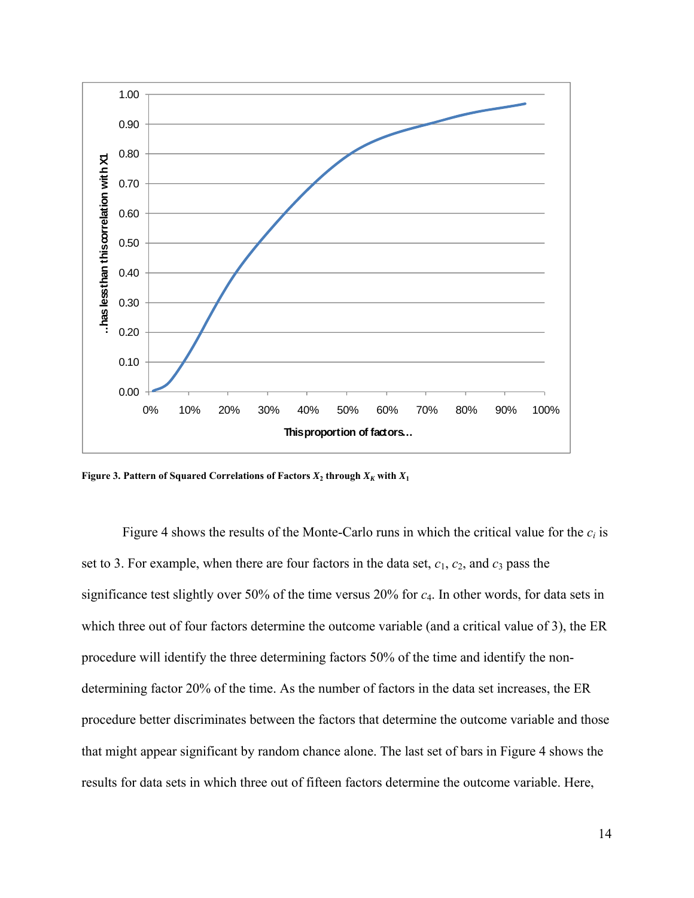Figure 3. Pattern of Squared Correlations of Factors $X_2$ through $X_K$ with $X_1$

Figure 4 shows the results of the Monte-Carlo runs in which the critical value for the $c_i$ is set to 3. For example, when there are four factors in the data set, $c_1$, $c_2$, and $c_3$ pass the significance test slightly over 50% of the time versus 20% for $c_4$. In other words, for data sets in which three out of four factors determine the outcome variable (and a critical value of 3), the ER procedure will identify the three determining factors 50% of the time and identify the non-determining factor 20% of the time. As the number of factors in the data set increases, the ER procedure better discriminates between the factors that determine the outcome variable and those that might appear significant by random chance alone. The last set of bars in Figure 4 shows the results for data sets in which three out of fifteen factors determine the outcome variable. Here,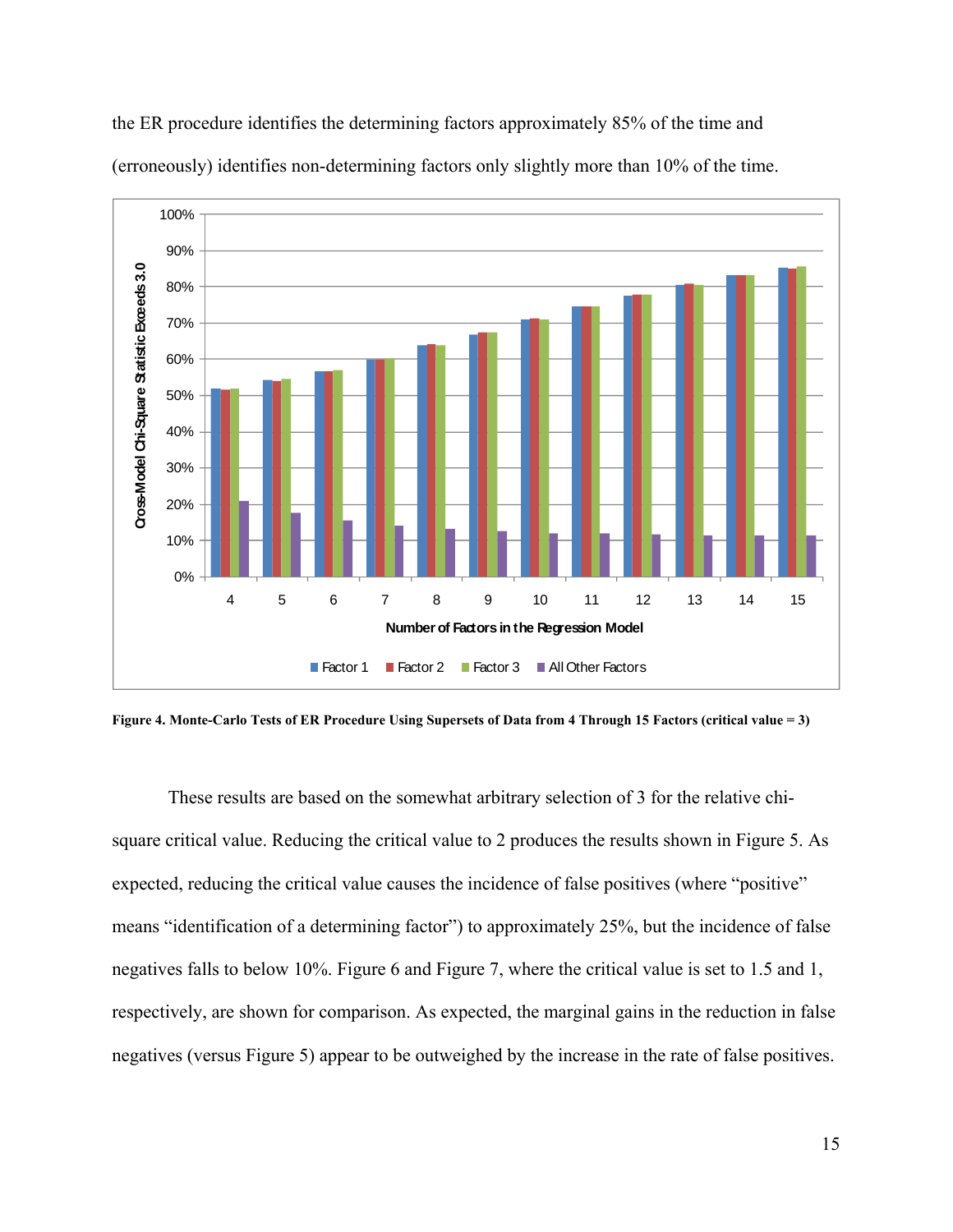the ER procedure identifies the determining factors approximately 85% of the time and (erroneously) identifies non-determining factors only slightly more than 10% of the time.

**Figure 4. Monte-Carlo Tests of ER Procedure Using Supersets of Data from 4 Through 15 Factors (critical value = 3)**

These results are based on the somewhat arbitrary selection of 3 for the relative chi-square critical value. Reducing the critical value to 2 produces the results shown in Figure 5. As expected, reducing the critical value causes the incidence of false positives (where "positive" means "identification of a determining factor") to approximately 25%, but the incidence of false negatives falls to below 10%. Figure 6 and Figure 7, where the critical value is set to 1.5 and 1, respectively, are shown for comparison. As expected, the marginal gains in the reduction in false negatives (versus Figure 5) appear to be outweighed by the increase in the rate of false positives.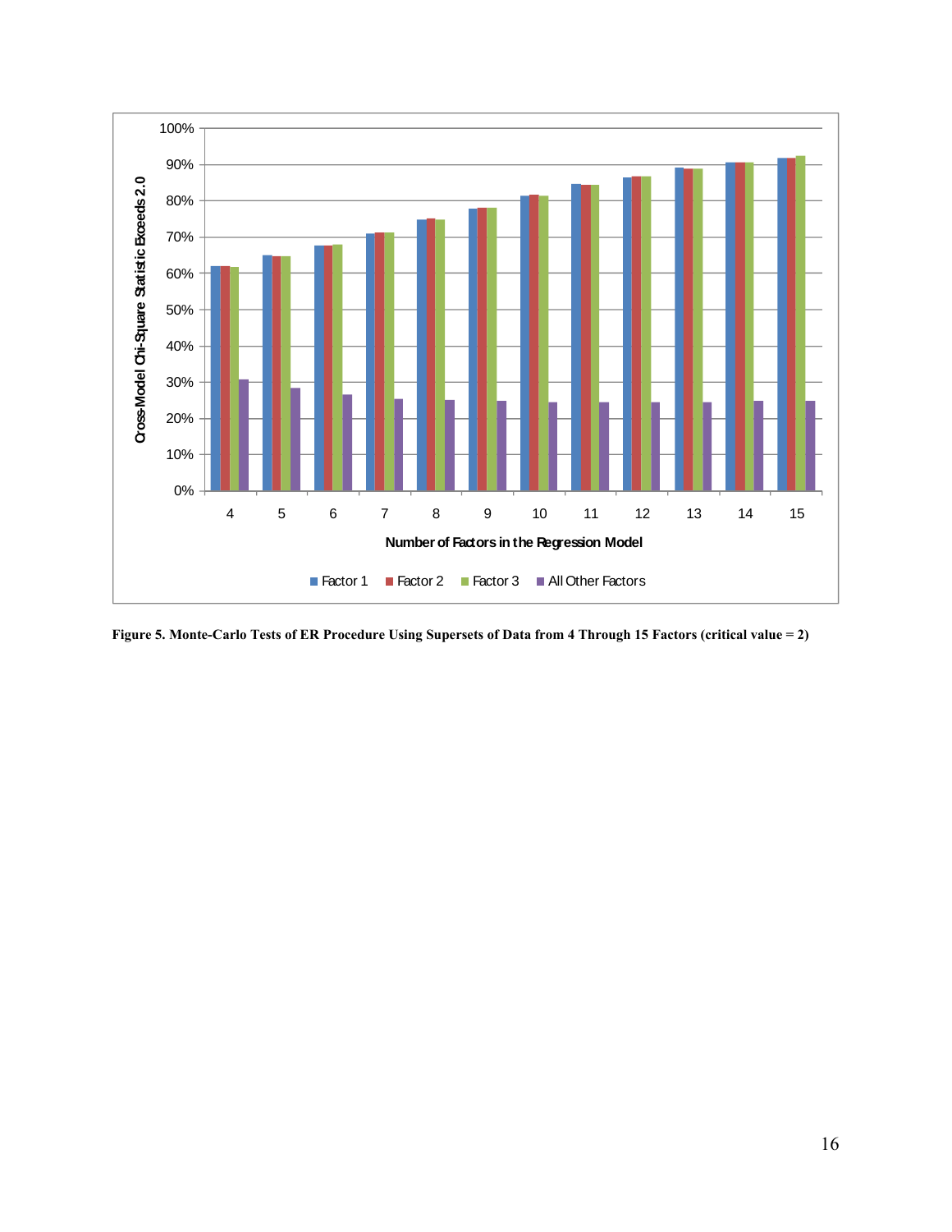**Figure 5. Monte-Carlo Tests of ER Procedure Using Supersets of Data from 4 Through 15 Factors (critical value = 2)**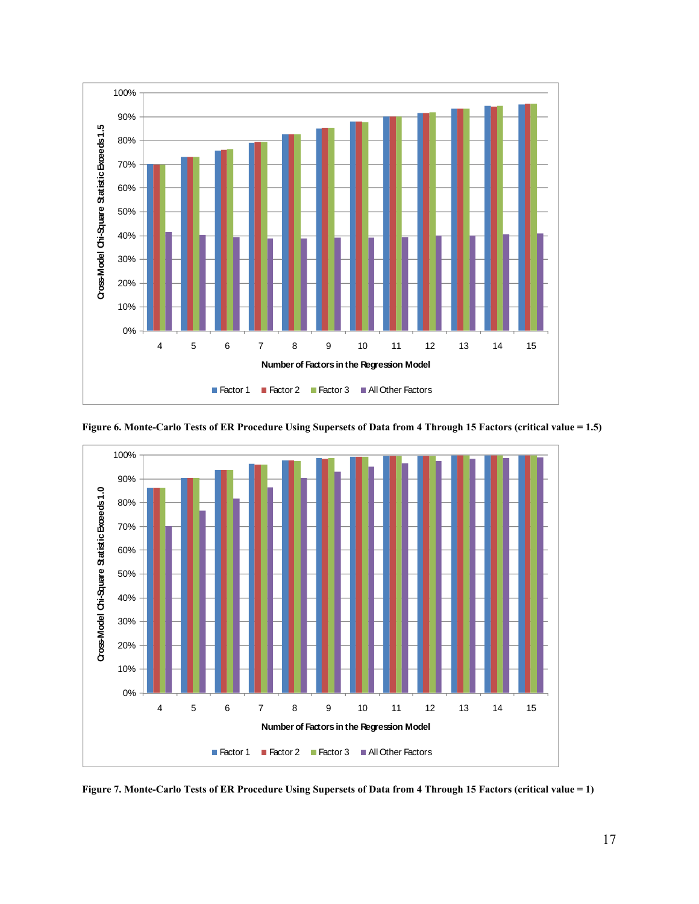Figure 6. Monte-Carlo Tests of ER Procedure Using Supersets of Data from 4 Through 15 Factors (critical value = 1.5)

Figure 7. Monte-Carlo Tests of ER Procedure Using Supersets of Data from 4 Through 15 Factors (critical value = 1)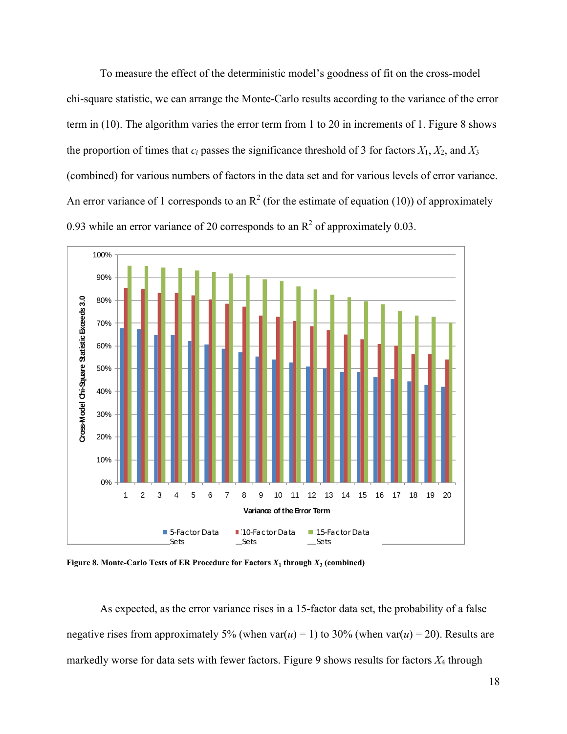To measure the effect of the deterministic model's goodness of fit on the cross-model chi-square statistic, we can arrange the Monte-Carlo results according to the variance of the error term in (10). The algorithm varies the error term from 1 to 20 in increments of 1. Figure 8 shows the proportion of times that $c_i$ passes the significance threshold of 3 for factors $X_1$, $X_2$, and $X_3$ (combined) for various numbers of factors in the data set and for various levels of error variance. An error variance of 1 corresponds to an $R^2$ (for the estimate of equation (10)) of approximately 0.93 while an error variance of 20 corresponds to an $R^2$ of approximately 0.03.

**Figure 8. Monte-Carlo Tests of ER Procedure for Factors $X_1$ through $X_3$ (combined)**

As expected, as the error variance rises in a 15-factor data set, the probability of a false negative rises from approximately 5% (when var($u$) = 1) to 30% (when var($u$) = 20). Results are markedly worse for data sets with fewer factors. Figure 9 shows results for factors $X_4$ through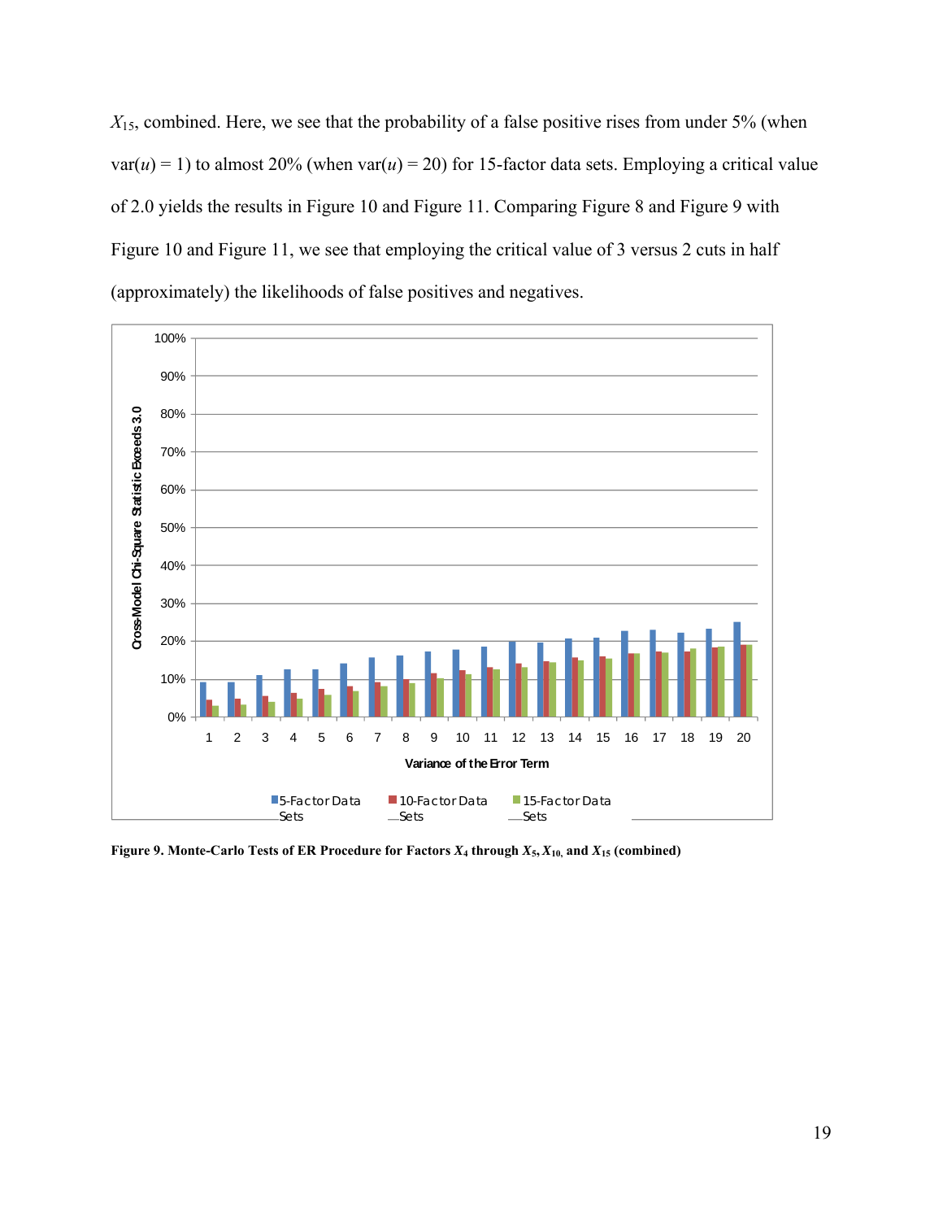$X_{15}$, combined. Here, we see that the probability of a false positive rises from under 5% (when var($u$) = 1) to almost 20% (when var($u$) = 20) for 15-factor data sets. Employing a critical value of 2.0 yields the results in Figure 10 and Figure 11. Comparing Figure 8 and Figure 9 with Figure 10 and Figure 11, we see that employing the critical value of 3 versus 2 cuts in half (approximately) the likelihoods of false positives and negatives.

**Figure 9. Monte-Carlo Tests of ER Procedure for Factors $X_4$ through $X_5$, $X_{10}$, and $X_{15}$ (combined)**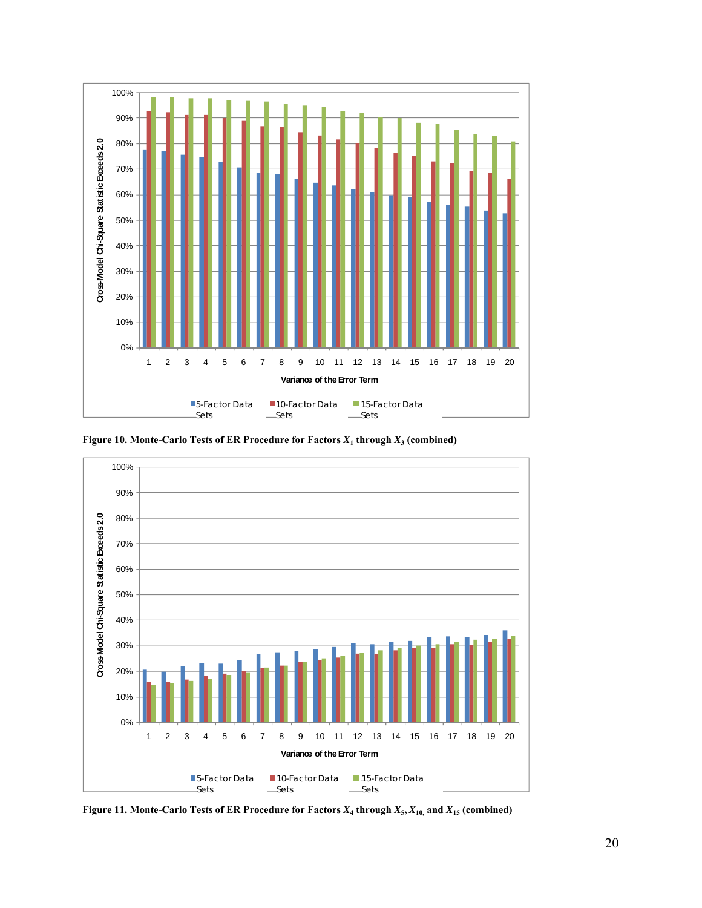Figure 10. Monte-Carlo Tests of ER Procedure for Factors $X_1$ through $X_3$ (combined)

Figure 11. Monte-Carlo Tests of ER Procedure for Factors $X_4$ through $X_5$, $X_{10}$, and $X_{15}$ (combined)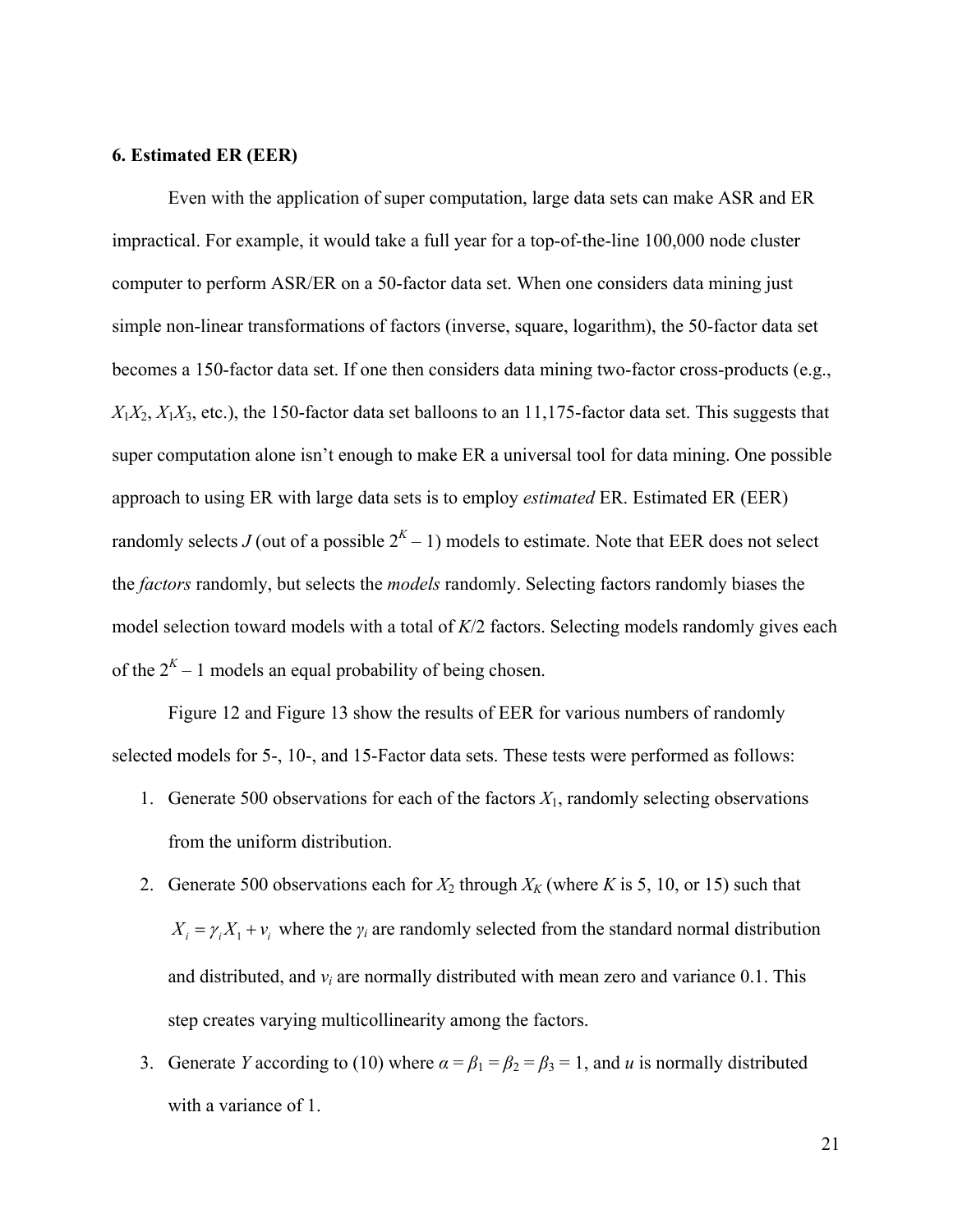### 6. Estimated ER (EER)

Even with the application of super computation, large data sets can make ASR and ER impractical. For example, it would take a full year for a top-of-the-line 100,000 node cluster computer to perform ASR/ER on a 50-factor data set. When one considers data mining just simple non-linear transformations of factors (inverse, square, logarithm), the 50-factor data set becomes a 150-factor data set. If one then considers data mining two-factor cross-products (e.g., $X_1X_2$, $X_1X_3$, etc.), the 150-factor data set balloons to an 11,175-factor data set. This suggests that super computation alone isn't enough to make ER a universal tool for data mining. One possible approach to using ER with large data sets is to employ *estimated* ER. Estimated ER (EER) randomly selects $J$ (out of a possible $2^K - 1$) models to estimate. Note that EER does not select the *factors* randomly, but selects the *models* randomly. Selecting factors randomly biases the model selection toward models with a total of $K/2$ factors. Selecting models randomly gives each of the $2^K - 1$ models an equal probability of being chosen.

Figure 12 and Figure 13 show the results of EER for various numbers of randomly selected models for 5-, 10-, and 15-Factor data sets. These tests were performed as follows:

1. Generate 500 observations for each of the factors $X_1$, randomly selecting observations from the uniform distribution.
2. Generate 500 observations each for $X_2$ through $X_K$ (where $K$ is 5, 10, or 15) such that $X_i = \gamma_i X_1 + v_i$ where the $\gamma_i$ are randomly selected from the standard normal distribution and distributed, and $v_i$ are normally distributed with mean zero and variance 0.1. This step creates varying multicollinearity among the factors.
3. Generate $Y$ according to (10) where $\alpha = \beta_1 = \beta_2 = \beta_3 = 1$, and $u$ is normally distributed with a variance of 1.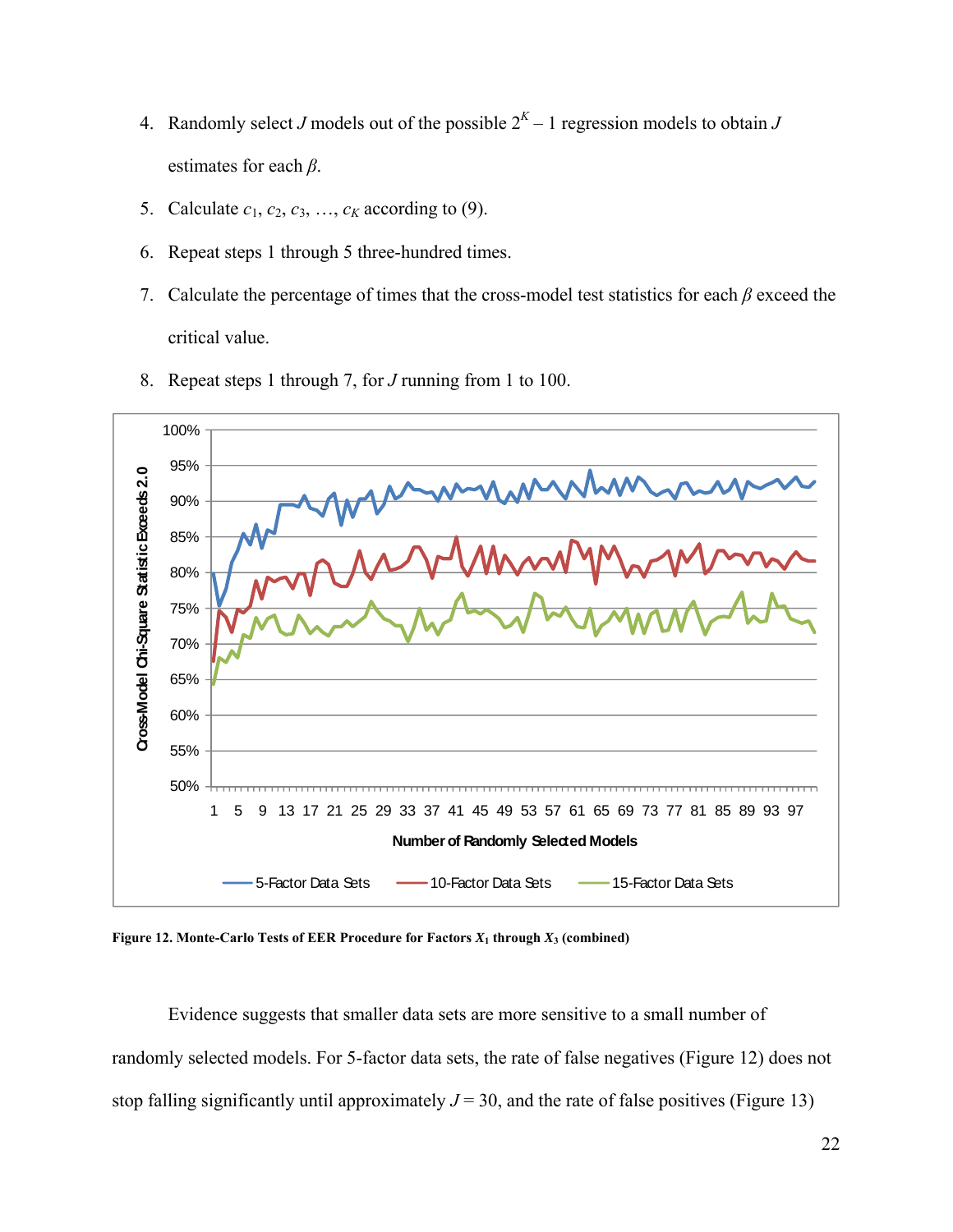4. Randomly select $J$ models out of the possible $2^K - 1$ regression models to obtain $J$ estimates for each $\beta$.
5. Calculate $c_1, c_2, c_3, \ldots, c_K$ according to (9).
6. Repeat steps 1 through 5 three-hundred times.
7. Calculate the percentage of times that the cross-model test statistics for each $\beta$ exceed the critical value.
8. Repeat steps 1 through 7, for $J$ running from 1 to 100.

**Figure 12. Monte-Carlo Tests of EER Procedure for Factors $X_1$ through $X_3$ (combined)**

Evidence suggests that smaller data sets are more sensitive to a small number of randomly selected models. For 5-factor data sets, the rate of false negatives (Figure 12) does not stop falling significantly until approximately $J = 30$, and the rate of false positives (Figure 13)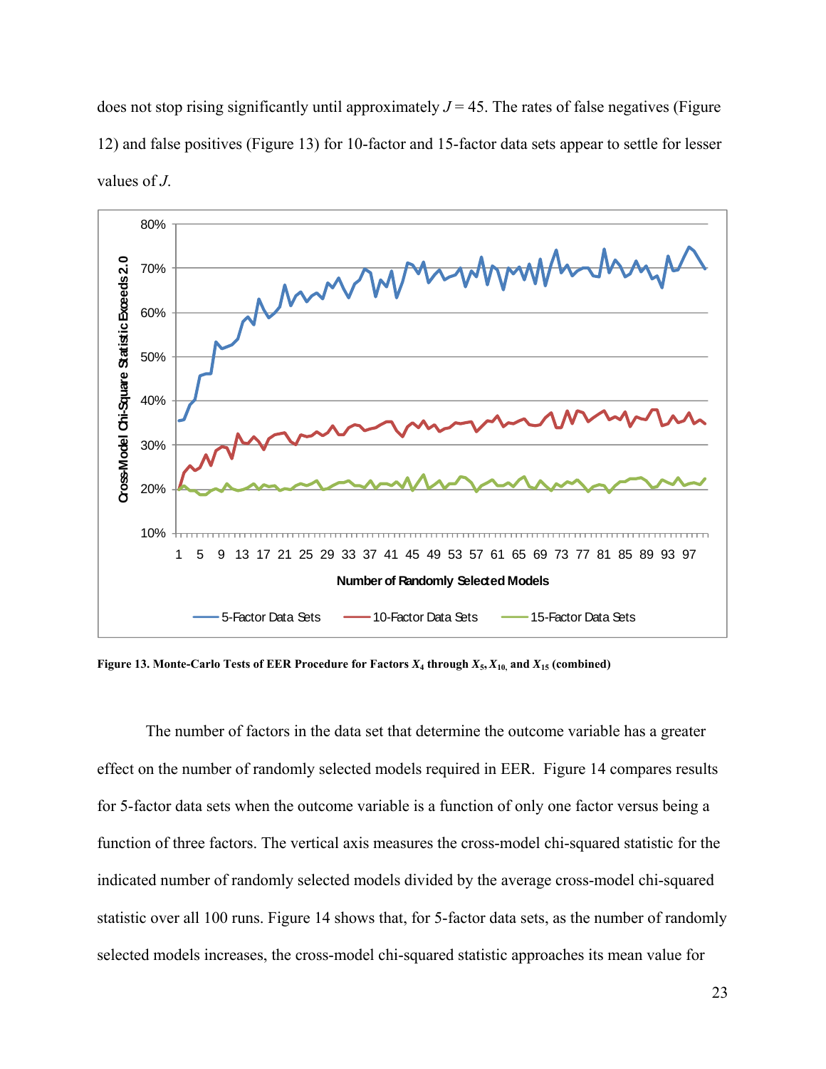does not stop rising significantly until approximately $J = 45$. The rates of false negatives (Figure 12) and false positives (Figure 13) for 10-factor and 15-factor data sets appear to settle for lesser values of $J$.

**Figure 13. Monte-Carlo Tests of EER Procedure for Factors $X_4$ through $X_5$, $X_{10}$, and $X_{15}$ (combined)**

The number of factors in the data set that determine the outcome variable has a greater effect on the number of randomly selected models required in EER. Figure 14 compares results for 5-factor data sets when the outcome variable is a function of only one factor versus being a function of three factors. The vertical axis measures the cross-model chi-squared statistic for the indicated number of randomly selected models divided by the average cross-model chi-squared statistic over all 100 runs. Figure 14 shows that, for 5-factor data sets, as the number of randomly selected models increases, the cross-model chi-squared statistic approaches its mean value for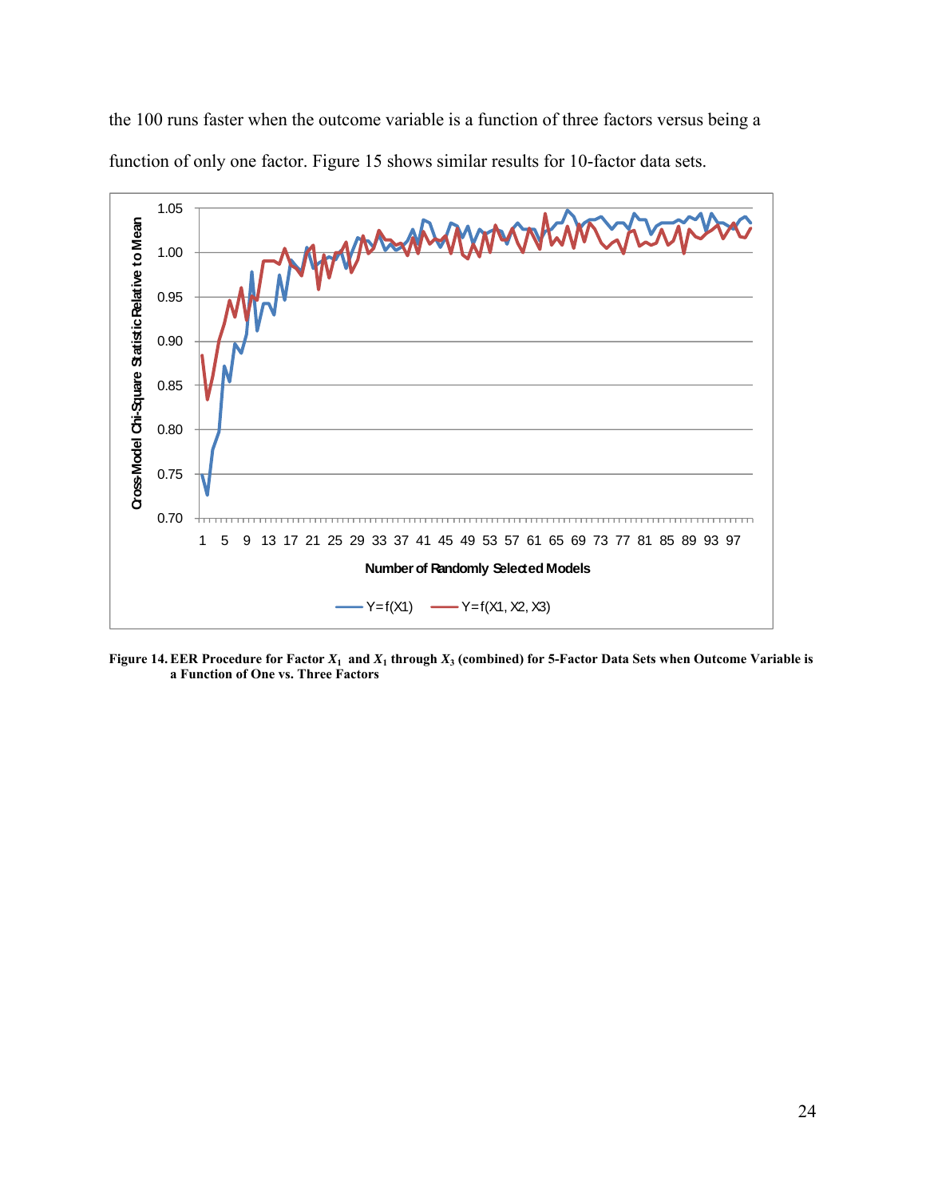the 100 runs faster when the outcome variable is a function of three factors versus being a function of only one factor. Figure 15 shows similar results for 10-factor data sets.

**Figure 14. EER Procedure for Factor $X_1$ and $X_1$ through $X_3$ (combined) for 5-Factor Data Sets when Outcome Variable is a Function of One vs. Three Factors**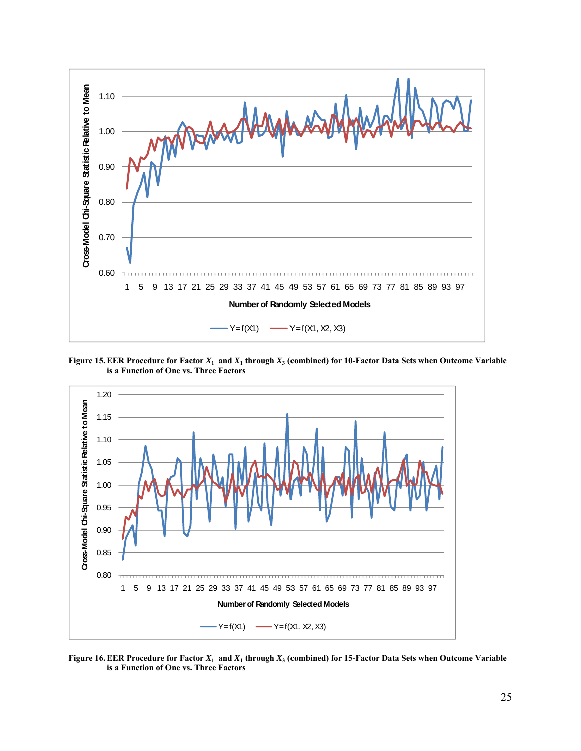**Figure 15. EER Procedure for Factor $X_1$ and $X_1$ through $X_3$ (combined) for 10-Factor Data Sets when Outcome Variable is a Function of One vs. Three Factors**

**Figure 16. EER Procedure for Factor $X_1$ and $X_1$ through $X_3$ (combined) for 15-Factor Data Sets when Outcome Variable is a Function of One vs. Three Factors**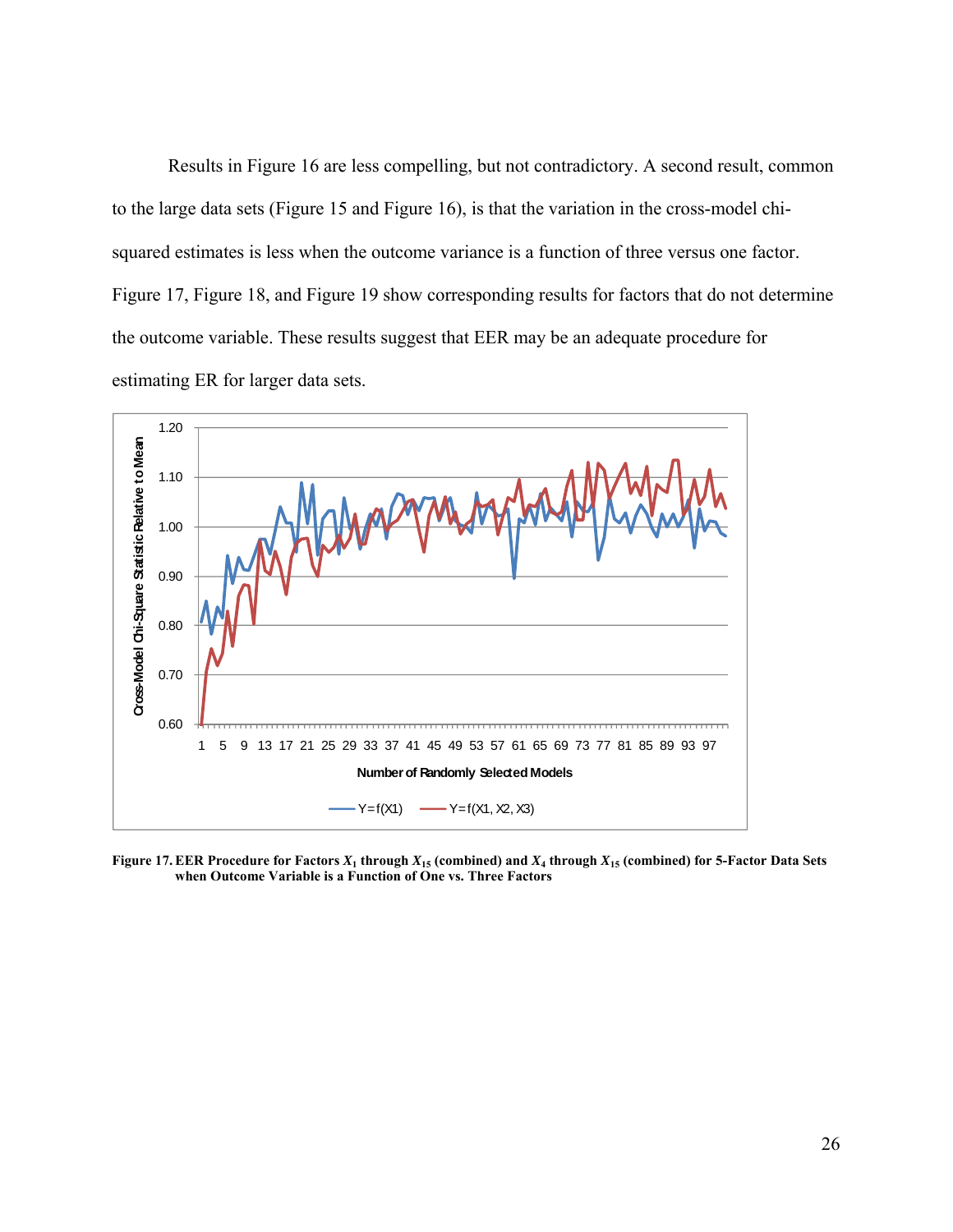Results in Figure 16 are less compelling, but not contradictory. A second result, common to the large data sets (Figure 15 and Figure 16), is that the variation in the cross-model chi-squared estimates is less when the outcome variance is a function of three versus one factor. Figure 17, Figure 18, and Figure 19 show corresponding results for factors that do not determine the outcome variable. These results suggest that EER may be an adequate procedure for estimating ER for larger data sets.

**Figure 17. EER Procedure for Factors $X_1$ through $X_{15}$ (combined) and $X_4$ through $X_{15}$ (combined) for 5-Factor Data Sets when Outcome Variable is a Function of One vs. Three Factors**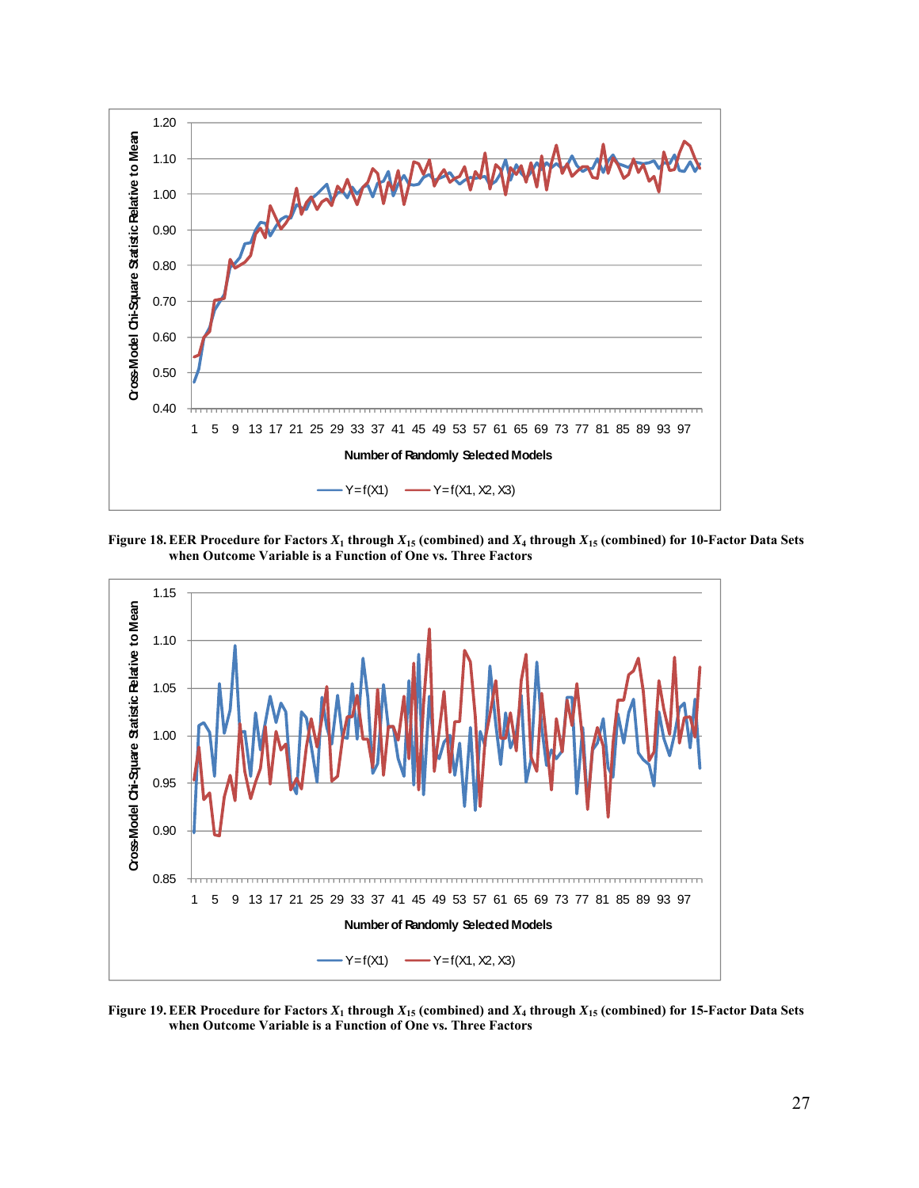**Figure 18.** **EER Procedure for Factors $X_1$ through $X_{15}$ (combined) and $X_4$ through $X_{15}$ (combined) for 10-Factor Data Sets when Outcome Variable is a Function of One vs. Three Factors**

**Figure 19.** **EER Procedure for Factors $X_1$ through $X_{15}$ (combined) and $X_4$ through $X_{15}$ (combined) for 15-Factor Data Sets when Outcome Variable is a Function of One vs. Three Factors**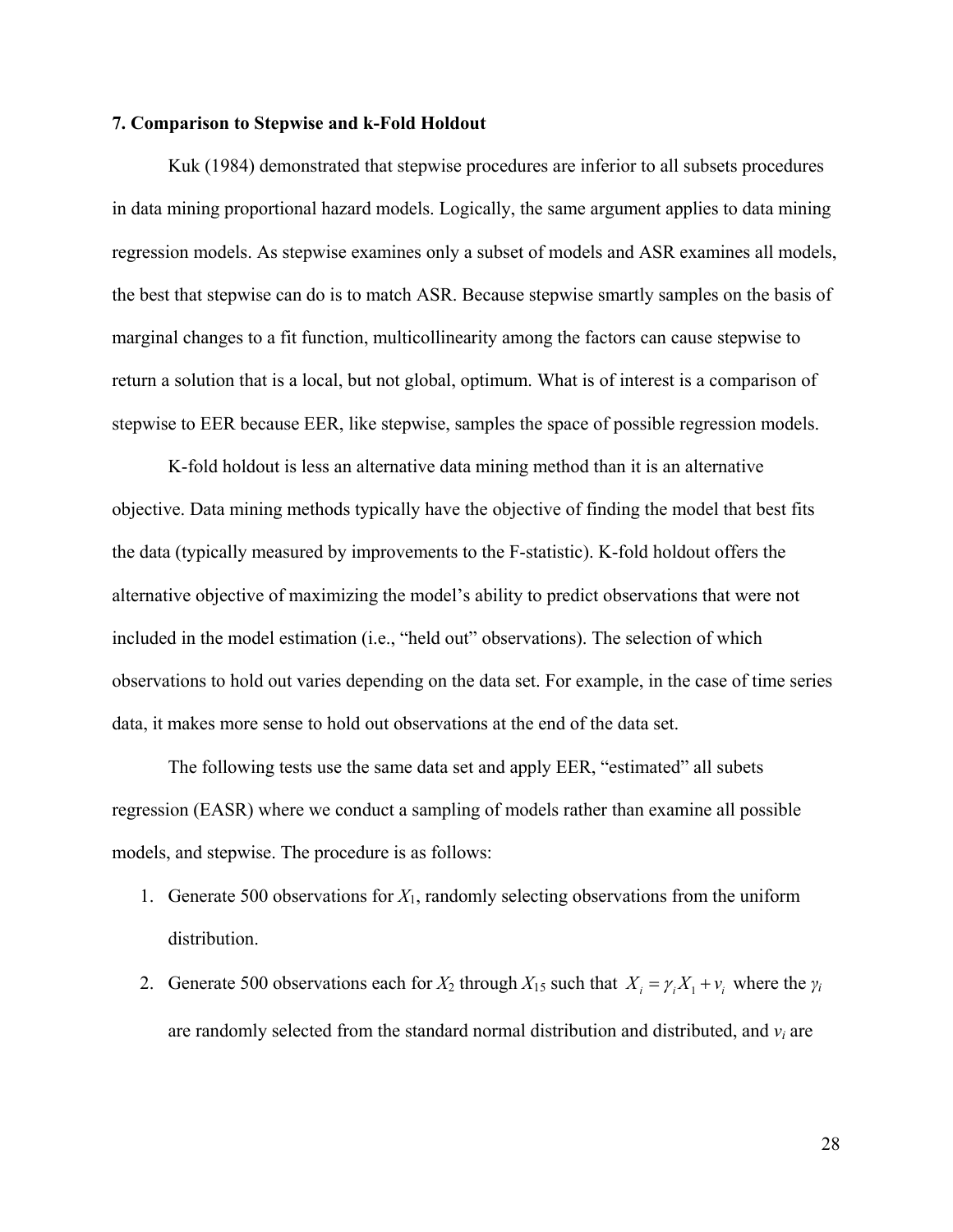### 7. Comparison to Stepwise and k-Fold Holdout

Kuk (1984) demonstrated that stepwise procedures are inferior to all subsets procedures in data mining proportional hazard models. Logically, the same argument applies to data mining regression models. As stepwise examines only a subset of models and ASR examines all models, the best that stepwise can do is to match ASR. Because stepwise smartly samples on the basis of marginal changes to a fit function, multicollinearity among the factors can cause stepwise to return a solution that is a local, but not global, optimum. What is of interest is a comparison of stepwise to EER because EER, like stepwise, samples the space of possible regression models.

K-fold holdout is less an alternative data mining method than it is an alternative objective. Data mining methods typically have the objective of finding the model that best fits the data (typically measured by improvements to the F-statistic). K-fold holdout offers the alternative objective of maximizing the model's ability to predict observations that were not included in the model estimation (i.e., "held out" observations). The selection of which observations to hold out varies depending on the data set. For example, in the case of time series data, it makes more sense to hold out observations at the end of the data set.

The following tests use the same data set and apply EER, "estimated" all subets regression (EASR) where we conduct a sampling of models rather than examine all possible models, and stepwise. The procedure is as follows:

1. Generate 500 observations for $X_1$, randomly selecting observations from the uniform distribution.
2. Generate 500 observations each for $X_2$ through $X_{15}$ such that $X_i = \gamma_i X_1 + v_i$ where the $\gamma_i$ are randomly selected from the standard normal distribution and distributed, and $v_i$ are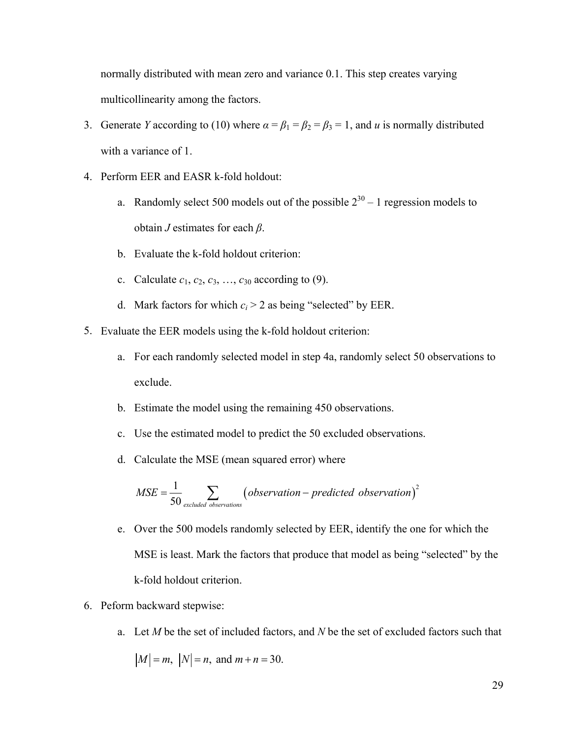normally distributed with mean zero and variance 0.1. This step creates varying multicollinearity among the factors.

3. Generate *Y* according to (10) where $\alpha = \beta_1 = \beta_2 = \beta_3 = 1$, and *u* is normally distributed with a variance of 1.
4. Perform EER and EASR k-fold holdout:
   a. Randomly select 500 models out of the possible $2^{30} - 1$ regression models to obtain *J* estimates for each $\beta$.
   b. Evaluate the k-fold holdout criterion:
   c. Calculate $c_1, c_2, c_3, \ldots, c_{30}$ according to (9).
   d. Mark factors for which $c_i > 2$ as being "selected" by EER.
5. Evaluate the EER models using the k-fold holdout criterion:
   a. For each randomly selected model in step 4a, randomly select 50 observations to exclude.
   b. Estimate the model using the remaining 450 observations.
   c. Use the estimated model to predict the 50 excluded observations.
   d. Calculate the MSE (mean squared error) where

   $$MSE = \frac{1}{50} \sum_{excluded\ observations} \left( observation - predicted\ observation \right)^2$$

   e. Over the 500 models randomly selected by EER, identify the one for which the MSE is least. Mark the factors that produce that model as being "selected" by the k-fold holdout criterion.
6. Peform backward stepwise:
   a. Let *M* be the set of included factors, and *N* be the set of excluded factors such that $|M| = m,\ |N| = n,$ and $m + n = 30.$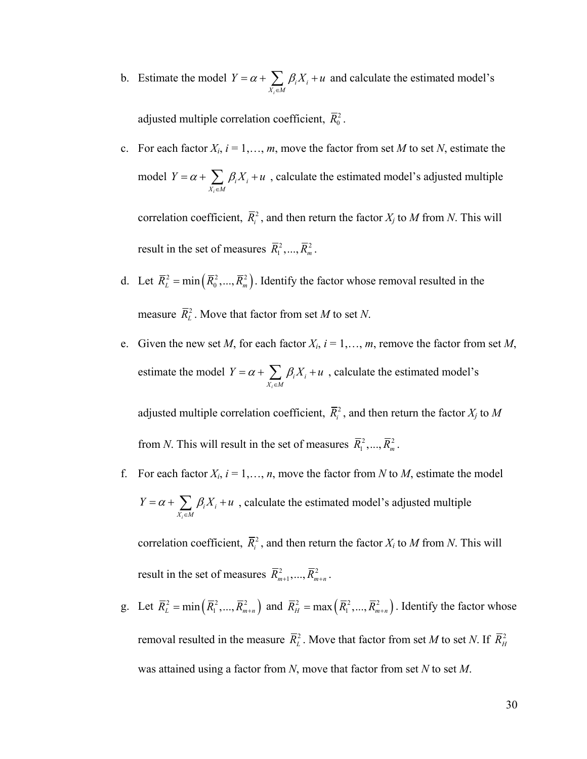b. Estimate the model $Y = \alpha + \sum_{X_i \in M} \beta_i X_i + u$ and calculate the estimated model's adjusted multiple correlation coefficient, $\bar{R}_0^2$.

c. For each factor $X_i$, $i = 1,\ldots, m$, move the factor from set $M$ to set $N$, estimate the model $Y = \alpha + \sum_{X_i \in M} \beta_i X_i + u$, calculate the estimated model's adjusted multiple correlation coefficient, $\bar{R}_i^2$, and then return the factor $X_j$ to $M$ from $N$. This will result in the set of measures $\bar{R}_1^2,\ldots,\bar{R}_m^2$.

d. Let $\bar{R}_L^2 = \min\left(\bar{R}_0^2,\ldots,\bar{R}_m^2\right)$. Identify the factor whose removal resulted in the measure $\bar{R}_L^2$. Move that factor from set $M$ to set $N$.

e. Given the new set $M$, for each factor $X_i$, $i = 1,\ldots, m$, remove the factor from set $M$, estimate the model $Y = \alpha + \sum_{X_i \in M} \beta_i X_i + u$, calculate the estimated model's adjusted multiple correlation coefficient, $\bar{R}_i^2$, and then return the factor $X_j$ to $M$ from $N$. This will result in the set of measures $\bar{R}_1^2,\ldots,\bar{R}_m^2$.

f. For each factor $X_i$, $i = 1,\ldots, n$, move the factor from $N$ to $M$, estimate the model $Y = \alpha + \sum_{X_i \in M} \beta_i X_i + u$, calculate the estimated model's adjusted multiple correlation coefficient, $\bar{R}_i^2$, and then return the factor $X_i$ to $M$ from $N$. This will result in the set of measures $\bar{R}_{m+1}^2,\ldots,\bar{R}_{m+n}^2$.

g. Let $\bar{R}_L^2 = \min\left(\bar{R}_1^2,\ldots,\bar{R}_{m+n}^2\right)$ and $\bar{R}_H^2 = \max\left(\bar{R}_1^2,\ldots,\bar{R}_{m+n}^2\right)$. Identify the factor whose removal resulted in the measure $\bar{R}_L^2$. Move that factor from set $M$ to set $N$. If $\bar{R}_H^2$ was attained using a factor from $N$, move that factor from set $N$ to set $M$.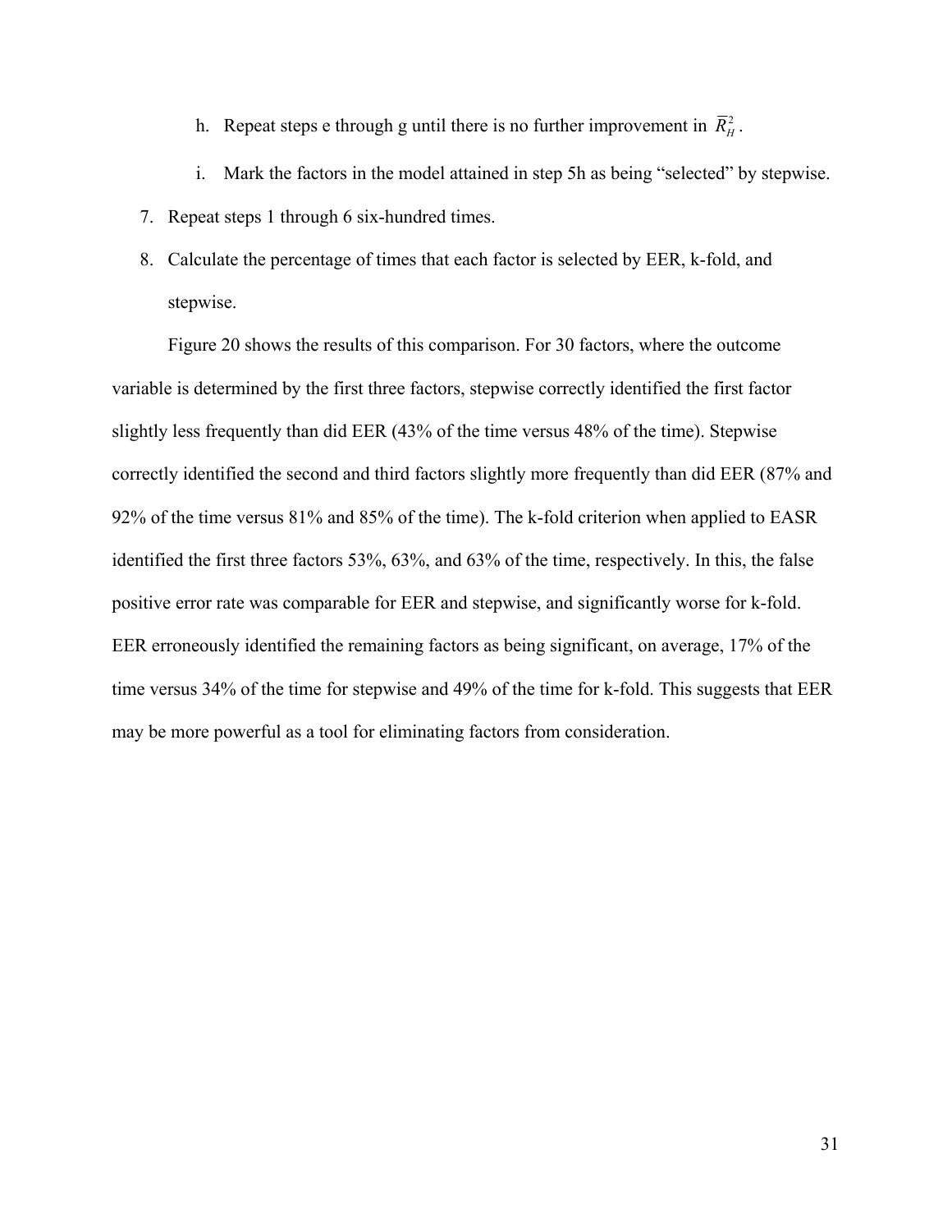h. Repeat steps e through g until there is no further improvement in $\overline{R}_H^2$.

i. Mark the factors in the model attained in step 5h as being "selected" by stepwise.

7. Repeat steps 1 through 6 six-hundred times.
8. Calculate the percentage of times that each factor is selected by EER, k-fold, and stepwise.

Figure 20 shows the results of this comparison. For 30 factors, where the outcome variable is determined by the first three factors, stepwise correctly identified the first factor slightly less frequently than did EER (43% of the time versus 48% of the time). Stepwise correctly identified the second and third factors slightly more frequently than did EER (87% and 92% of the time versus 81% and 85% of the time). The k-fold criterion when applied to EASR identified the first three factors 53%, 63%, and 63% of the time, respectively. In this, the false positive error rate was comparable for EER and stepwise, and significantly worse for k-fold. EER erroneously identified the remaining factors as being significant, on average, 17% of the time versus 34% of the time for stepwise and 49% of the time for k-fold. This suggests that EER may be more powerful as a tool for eliminating factors from consideration.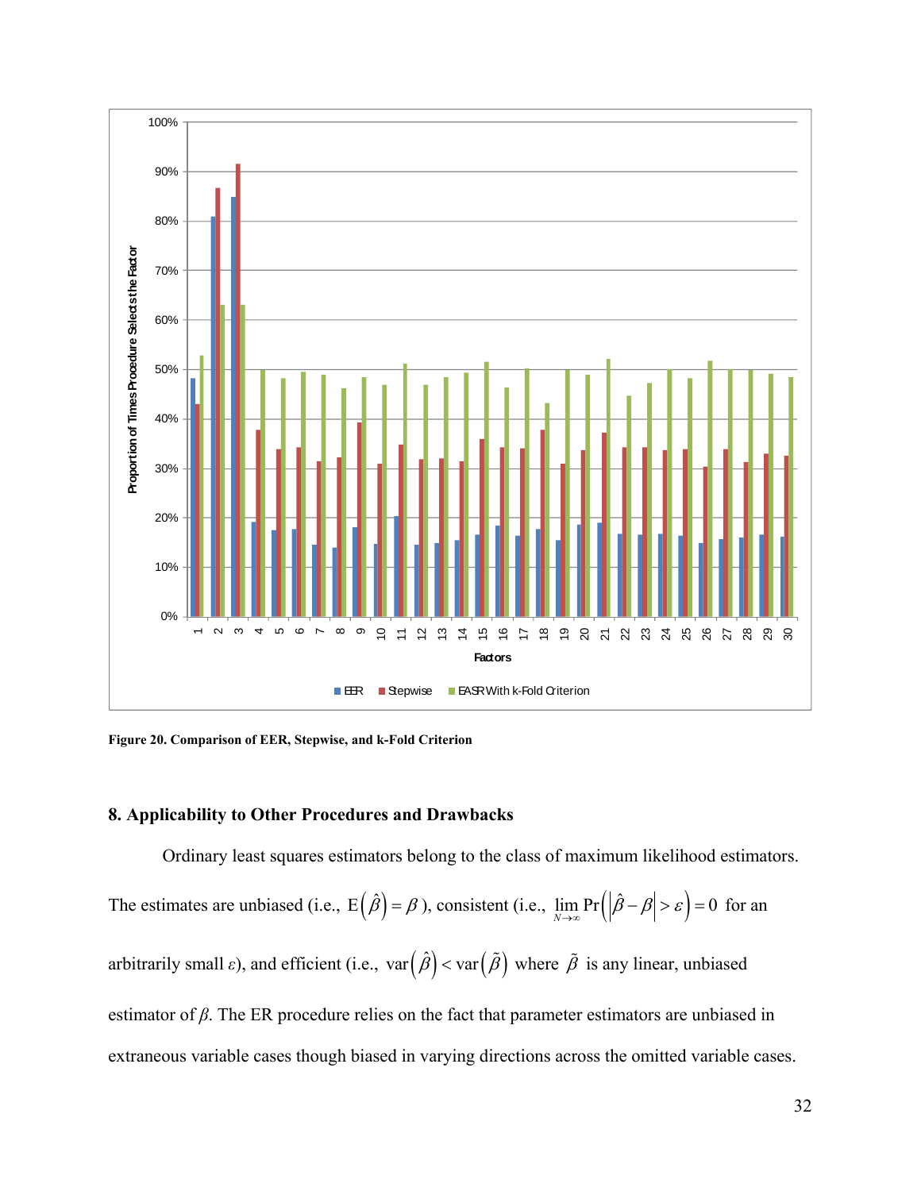Figure 20. Comparison of EER, Stepwise, and k-Fold Criterion

## 8. Applicability to Other Procedures and Drawbacks

Ordinary least squares estimators belong to the class of maximum likelihood estimators. The estimates are unbiased (i.e., $\mathrm{E}\left(\hat{\beta}\right) = \beta$), consistent (i.e., $\lim_{N \to \infty} \Pr\left(\left|\hat{\beta} - \beta\right| > \varepsilon\right) = 0$ for an arbitrarily small $\varepsilon$), and efficient (i.e., $\mathrm{var}\left(\hat{\beta}\right) < \mathrm{var}\left(\tilde{\beta}\right)$ where $\tilde{\beta}$ is any linear, unbiased estimator of $\beta$. The ER procedure relies on the fact that parameter estimators are unbiased in extraneous variable cases though biased in varying directions across the omitted variable cases.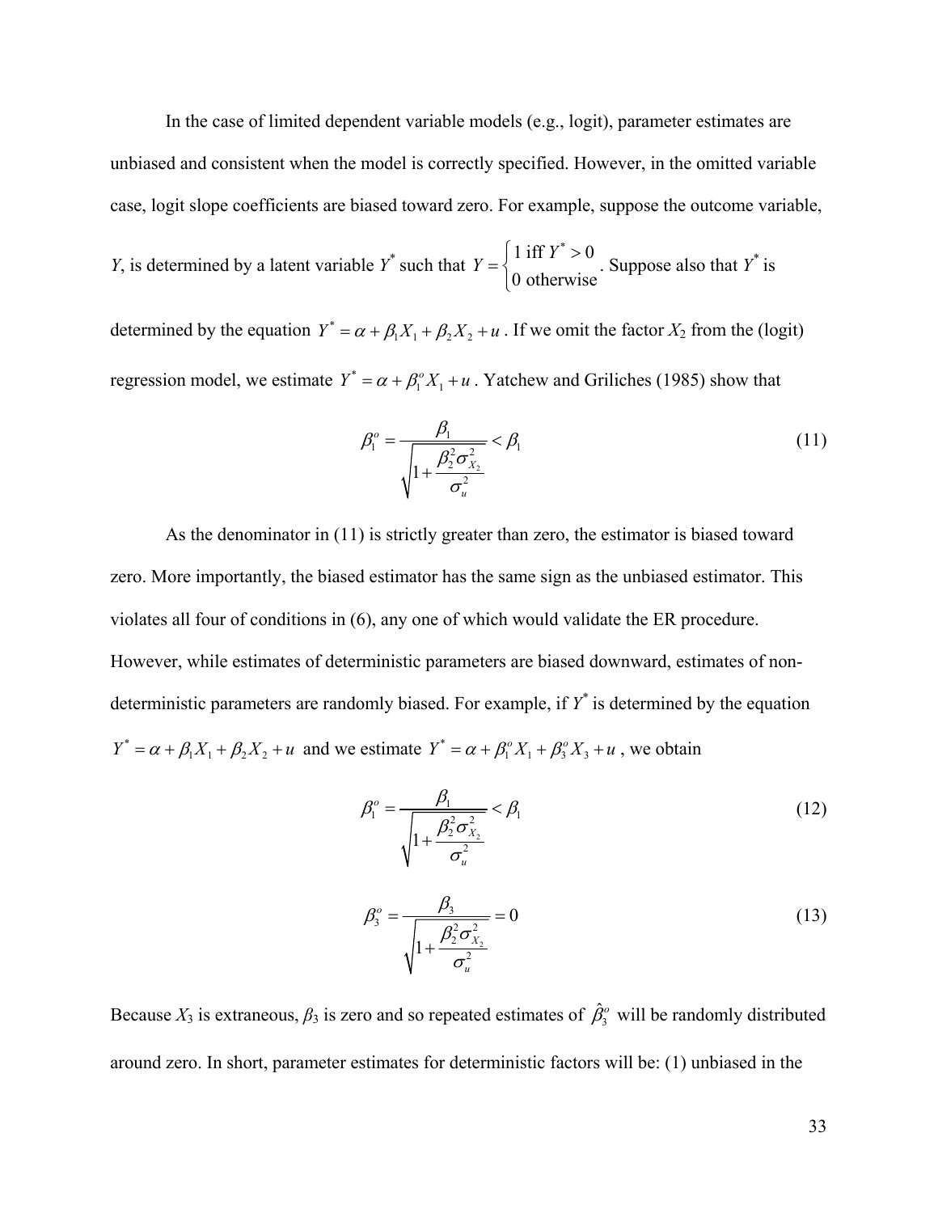In the case of limited dependent variable models (e.g., logit), parameter estimates are unbiased and consistent when the model is correctly specified. However, in the omitted variable case, logit slope coefficients are biased toward zero. For example, suppose the outcome variable, $Y$, is determined by a latent variable $Y^*$ such that $Y = \begin{cases} 1 \text{ iff } Y^* > 0 \\ 0 \text{ otherwise} \end{cases}$. Suppose also that $Y^*$ is determined by the equation $Y^* = \alpha + \beta_1 X_1 + \beta_2 X_2 + u$. If we omit the factor $X_2$ from the (logit) regression model, we estimate $Y^* = \alpha + \beta_1^o X_1 + u$. Yatchew and Griliches (1985) show that

$$\beta_1^o = \frac{\beta_1}{\sqrt{1 + \frac{\beta_2^2 \sigma_{X_2}^2}{\sigma_u^2}}} < \beta_1 \tag{11}$$

As the denominator in (11) is strictly greater than zero, the estimator is biased toward zero. More importantly, the biased estimator has the same sign as the unbiased estimator. This violates all four of conditions in (6), any one of which would validate the ER procedure. However, while estimates of deterministic parameters are biased downward, estimates of non-deterministic parameters are randomly biased. For example, if $Y^*$ is determined by the equation $Y^* = \alpha + \beta_1 X_1 + \beta_2 X_2 + u$ and we estimate $Y^* = \alpha + \beta_1^o X_1 + \beta_3^o X_3 + u$, we obtain

$$\beta_1^o = \frac{\beta_1}{\sqrt{1 + \frac{\beta_2^2 \sigma_{X_2}^2}{\sigma_u^2}}} < \beta_1 \tag{12}$$

$$\beta_3^o = \frac{\beta_3}{\sqrt{1 + \frac{\beta_2^2 \sigma_{X_2}^2}{\sigma_u^2}}} = 0 \tag{13}$$

Because $X_3$ is extraneous, $\beta_3$ is zero and so repeated estimates of $\hat{\beta}_3^o$ will be randomly distributed around zero. In short, parameter estimates for deterministic factors will be: (1) unbiased in the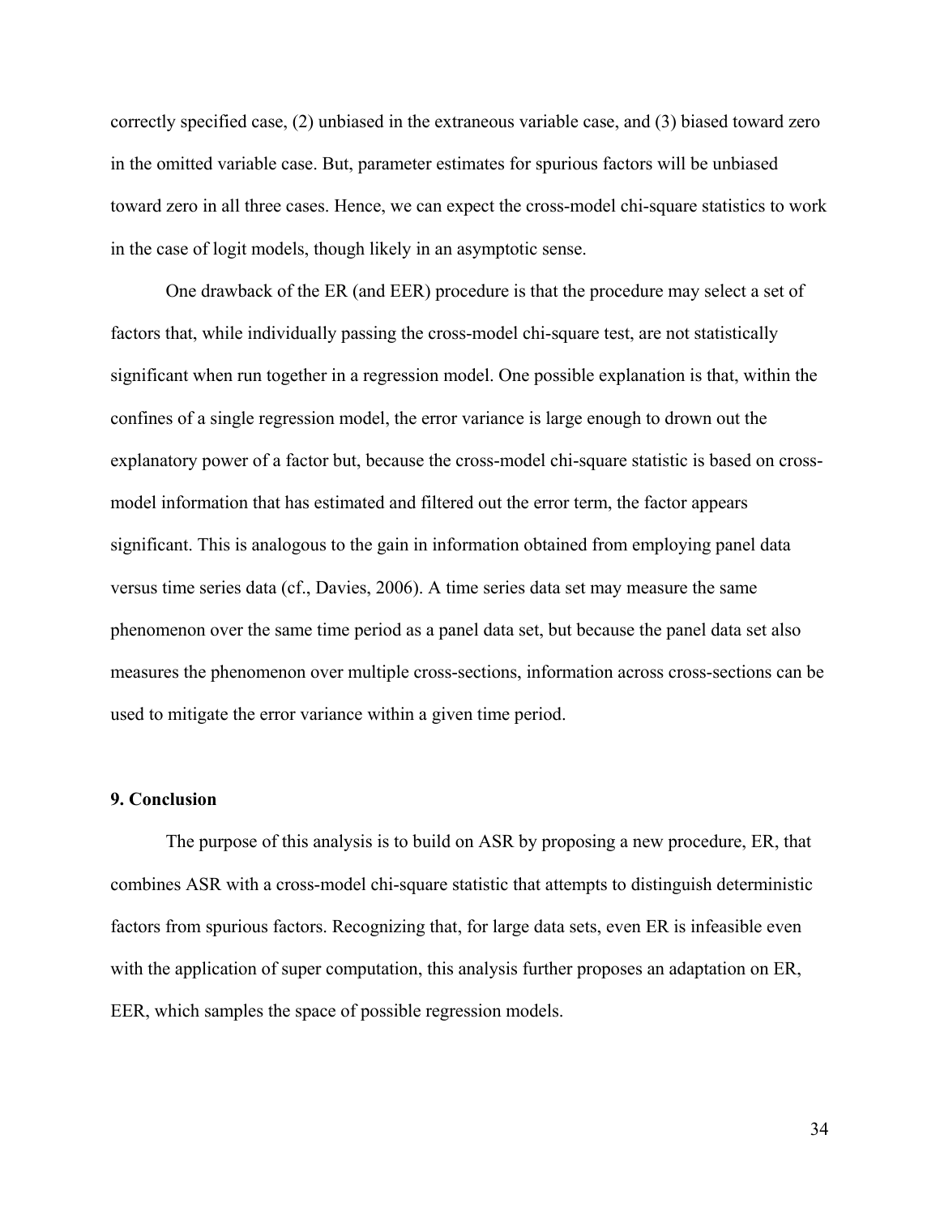correctly specified case, (2) unbiased in the extraneous variable case, and (3) biased toward zero in the omitted variable case. But, parameter estimates for spurious factors will be unbiased toward zero in all three cases. Hence, we can expect the cross-model chi-square statistics to work in the case of logit models, though likely in an asymptotic sense.

One drawback of the ER (and EER) procedure is that the procedure may select a set of factors that, while individually passing the cross-model chi-square test, are not statistically significant when run together in a regression model. One possible explanation is that, within the confines of a single regression model, the error variance is large enough to drown out the explanatory power of a factor but, because the cross-model chi-square statistic is based on cross-model information that has estimated and filtered out the error term, the factor appears significant. This is analogous to the gain in information obtained from employing panel data versus time series data (cf., Davies, 2006). A time series data set may measure the same phenomenon over the same time period as a panel data set, but because the panel data set also measures the phenomenon over multiple cross-sections, information across cross-sections can be used to mitigate the error variance within a given time period.

## 9. Conclusion

The purpose of this analysis is to build on ASR by proposing a new procedure, ER, that combines ASR with a cross-model chi-square statistic that attempts to distinguish deterministic factors from spurious factors. Recognizing that, for large data sets, even ER is infeasible even with the application of super computation, this analysis further proposes an adaptation on ER, EER, which samples the space of possible regression models.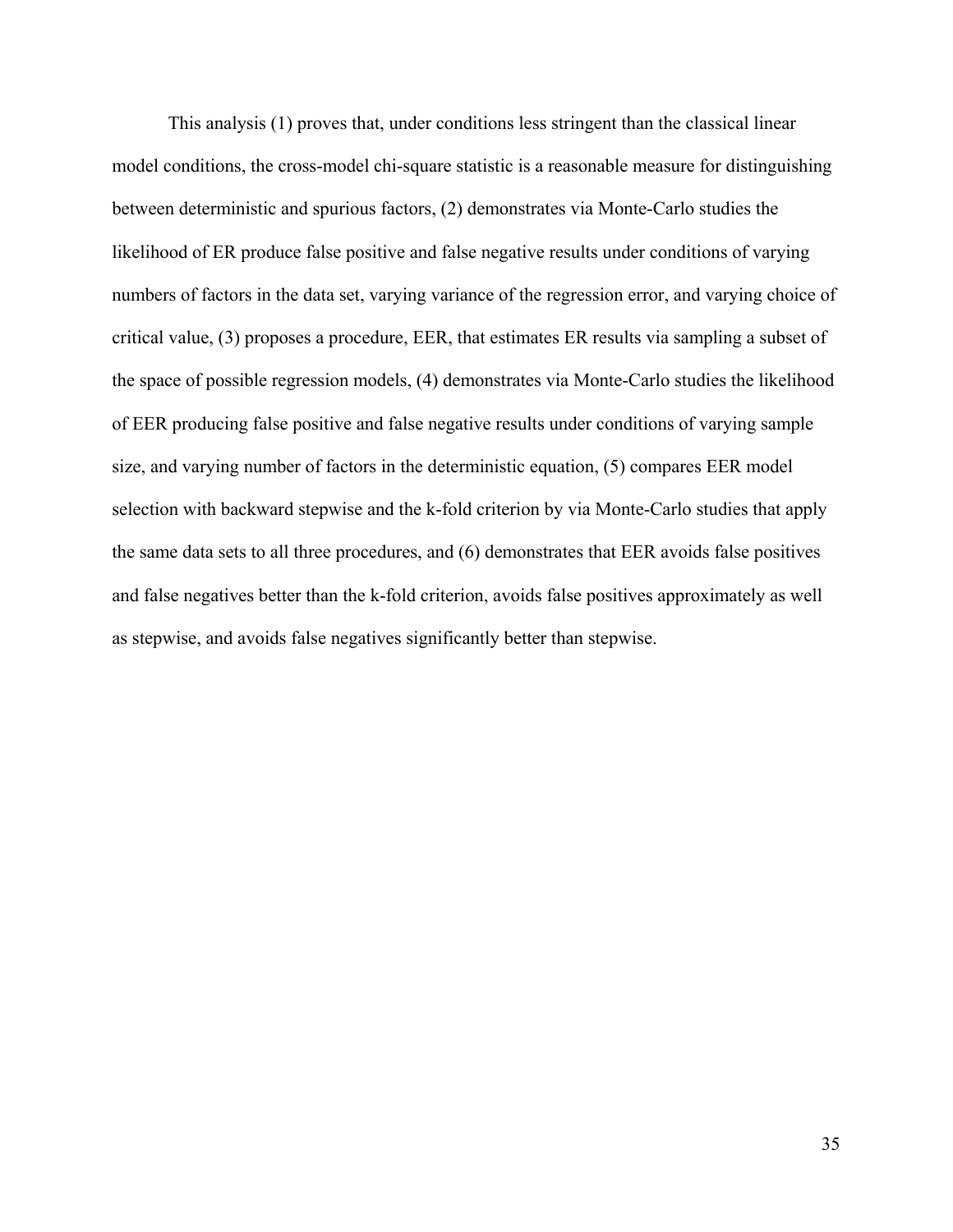This analysis (1) proves that, under conditions less stringent than the classical linear model conditions, the cross-model chi-square statistic is a reasonable measure for distinguishing between deterministic and spurious factors, (2) demonstrates via Monte-Carlo studies the likelihood of ER produce false positive and false negative results under conditions of varying numbers of factors in the data set, varying variance of the regression error, and varying choice of critical value, (3) proposes a procedure, EER, that estimates ER results via sampling a subset of the space of possible regression models, (4) demonstrates via Monte-Carlo studies the likelihood of EER producing false positive and false negative results under conditions of varying sample size, and varying number of factors in the deterministic equation, (5) compares EER model selection with backward stepwise and the k-fold criterion by via Monte-Carlo studies that apply the same data sets to all three procedures, and (6) demonstrates that EER avoids false positives and false negatives better than the k-fold criterion, avoids false positives approximately as well as stepwise, and avoids false negatives significantly better than stepwise.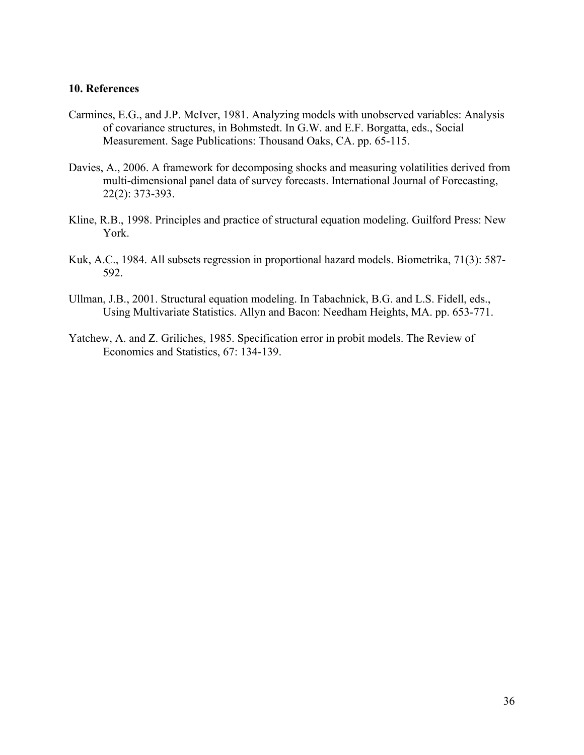## 10. References

Carmines, E.G., and J.P. McIver, 1981. Analyzing models with unobserved variables: Analysis of covariance structures, in Bohmstedt. In G.W. and E.F. Borgatta, eds., Social Measurement. Sage Publications: Thousand Oaks, CA. pp. 65-115.

Davies, A., 2006. A framework for decomposing shocks and measuring volatilities derived from multi-dimensional panel data of survey forecasts. International Journal of Forecasting, 22(2): 373-393.

Kline, R.B., 1998. Principles and practice of structural equation modeling. Guilford Press: New York.

Kuk, A.C., 1984. All subsets regression in proportional hazard models. Biometrika, 71(3): 587-592.

Ullman, J.B., 2001. Structural equation modeling. In Tabachnick, B.G. and L.S. Fidell, eds., Using Multivariate Statistics. Allyn and Bacon: Needham Heights, MA. pp. 653-771.

Yatchew, A. and Z. Griliches, 1985. Specification error in probit models. The Review of Economics and Statistics, 67: 134-139.